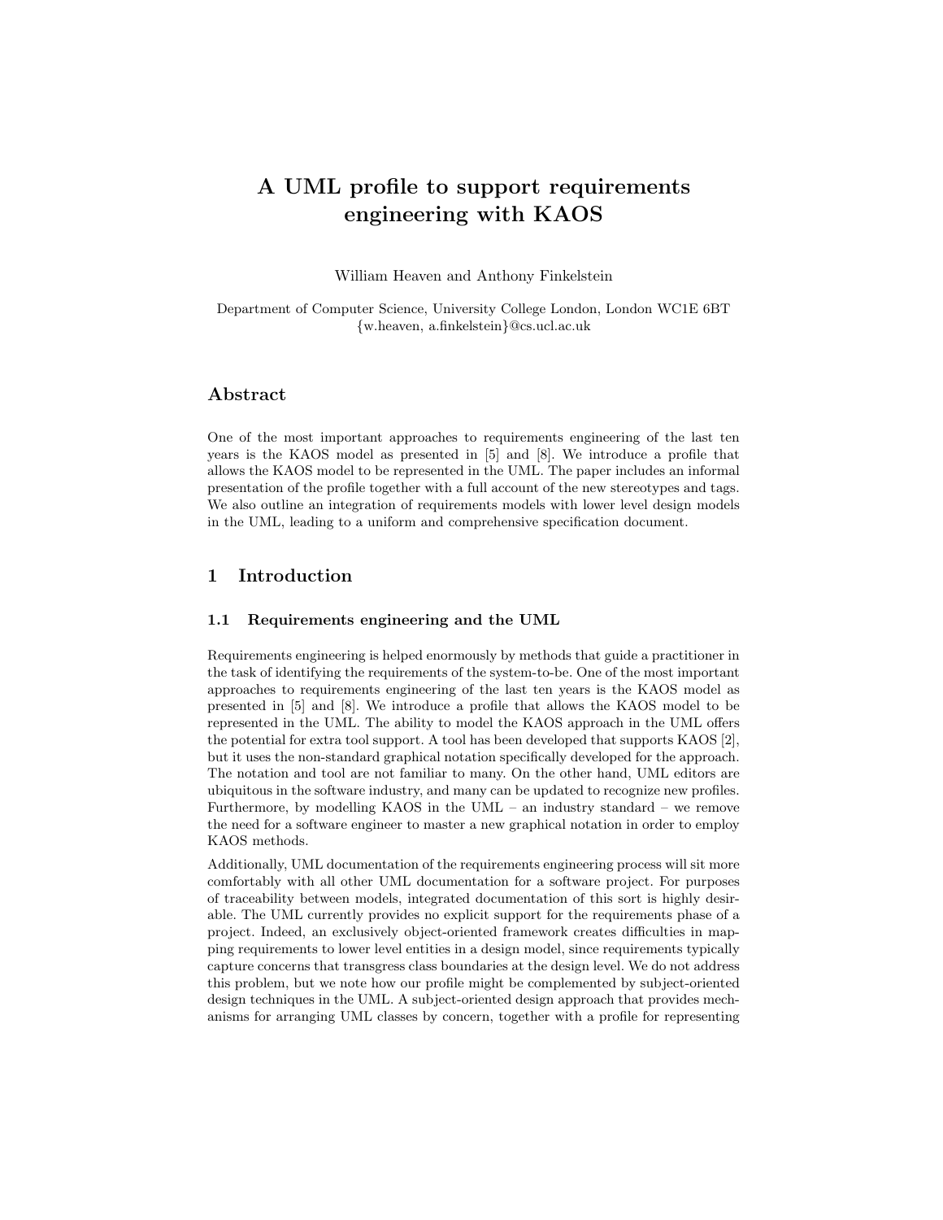# A UML profile to support requirements engineering with KAOS

William Heaven and Anthony Finkelstein

Department of Computer Science, University College London, London WC1E 6BT
{w.heaven, a.finkelstein}@cs.ucl.ac.uk

## Abstract

One of the most important approaches to requirements engineering of the last ten years is the KAOS model as presented in [5] and [8]. We introduce a profile that allows the KAOS model to be represented in the UML. The paper includes an informal presentation of the profile together with a full account of the new stereotypes and tags. We also outline an integration of requirements models with lower level design models in the UML, leading to a uniform and comprehensive specification document.

## 1 Introduction

### 1.1 Requirements engineering and the UML

Requirements engineering is helped enormously by methods that guide a practitioner in the task of identifying the requirements of the system-to-be. One of the most important approaches to requirements engineering of the last ten years is the KAOS model as presented in [5] and [8]. We introduce a profile that allows the KAOS model to be represented in the UML. The ability to model the KAOS approach in the UML offers the potential for extra tool support. A tool has been developed that supports KAOS [2], but it uses the non-standard graphical notation specifically developed for the approach. The notation and tool are not familiar to many. On the other hand, UML editors are ubiquitous in the software industry, and many can be updated to recognize new profiles. Furthermore, by modelling KAOS in the UML – an industry standard – we remove the need for a software engineer to master a new graphical notation in order to employ KAOS methods.

Additionally, UML documentation of the requirements engineering process will sit more comfortably with all other UML documentation for a software project. For purposes of traceability between models, integrated documentation of this sort is highly desirable. The UML currently provides no explicit support for the requirements phase of a project. Indeed, an exclusively object-oriented framework creates difficulties in mapping requirements to lower level entities in a design model, since requirements typically capture concerns that transgress class boundaries at the design level. We do not address this problem, but we note how our profile might be complemented by subject-oriented design techniques in the UML. A subject-oriented design approach that provides mechanisms for arranging UML classes by concern, together with a profile for representing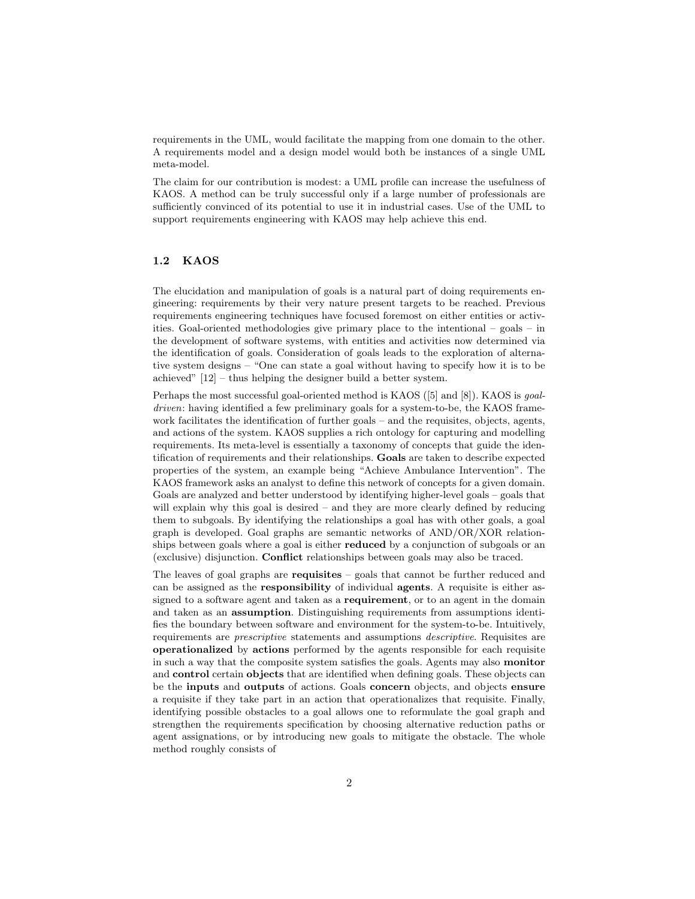requirements in the UML, would facilitate the mapping from one domain to the other. A requirements model and a design model would both be instances of a single UML meta-model.

The claim for our contribution is modest: a UML profile can increase the usefulness of KAOS. A method can be truly successful only if a large number of professionals are sufficiently convinced of its potential to use it in industrial cases. Use of the UML to support requirements engineering with KAOS may help achieve this end.

### 1.2 KAOS

The elucidation and manipulation of goals is a natural part of doing requirements engineering: requirements by their very nature present targets to be reached. Previous requirements engineering techniques have focused foremost on either entities or activities. Goal-oriented methodologies give primary place to the intentional – goals – in the development of software systems, with entities and activities now determined via the identification of goals. Consideration of goals leads to the exploration of alternative system designs – "One can state a goal without having to specify how it is to be achieved" [12] – thus helping the designer build a better system.

Perhaps the most successful goal-oriented method is KAOS ([5] and [8]). KAOS is *goal-driven*: having identified a few preliminary goals for a system-to-be, the KAOS framework facilitates the identification of further goals – and the requisites, objects, agents, and actions of the system. KAOS supplies a rich ontology for capturing and modelling requirements. Its meta-level is essentially a taxonomy of concepts that guide the identification of requirements and their relationships. **Goals** are taken to describe expected properties of the system, an example being "Achieve Ambulance Intervention". The KAOS framework asks an analyst to define this network of concepts for a given domain. Goals are analyzed and better understood by identifying higher-level goals – goals that will explain why this goal is desired – and they are more clearly defined by reducing them to subgoals. By identifying the relationships a goal has with other goals, a goal graph is developed. Goal graphs are semantic networks of AND/OR/XOR relationships between goals where a goal is either **reduced** by a conjunction of subgoals or an (exclusive) disjunction. **Conflict** relationships between goals may also be traced.

The leaves of goal graphs are **requisites** – goals that cannot be further reduced and can be assigned as the **responsibility** of individual **agents**. A requisite is either assigned to a software agent and taken as a **requirement**, or to an agent in the domain and taken as an **assumption**. Distinguishing requirements from assumptions identifies the boundary between software and environment for the system-to-be. Intuitively, requirements are *prescriptive* statements and assumptions *descriptive*. Requisites are **operationalized** by **actions** performed by the agents responsible for each requisite in such a way that the composite system satisfies the goals. Agents may also **monitor** and **control** certain **objects** that are identified when defining goals. These objects can be the **inputs** and **outputs** of actions. Goals **concern** objects, and objects **ensure** a requisite if they take part in an action that operationalizes that requisite. Finally, identifying possible obstacles to a goal allows one to reformulate the goal graph and strengthen the requirements specification by choosing alternative reduction paths or agent assignations, or by introducing new goals to mitigate the obstacle. The whole method roughly consists of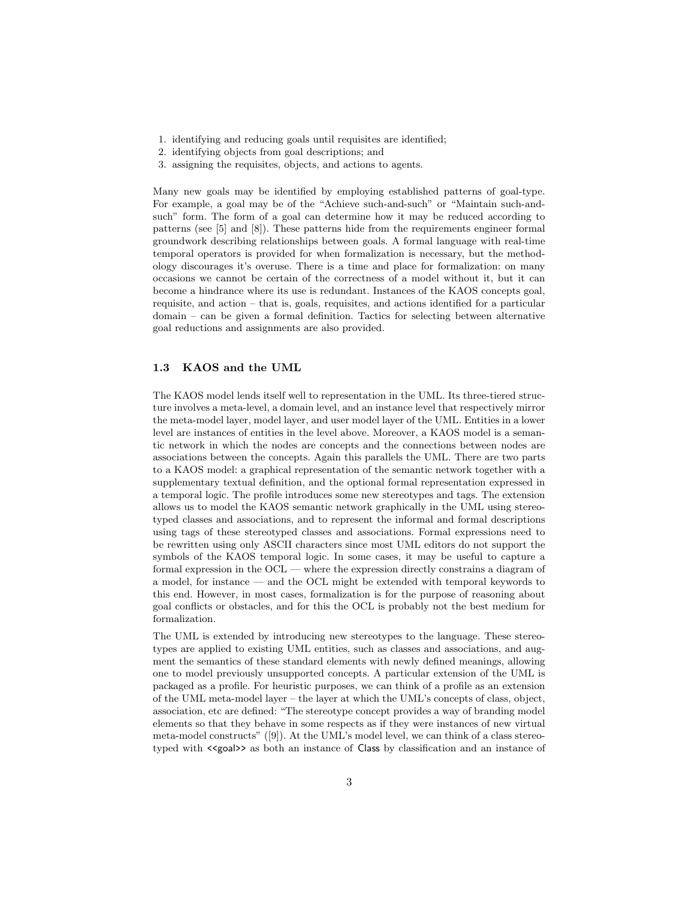1. identifying and reducing goals until requisites are identified;
2. identifying objects from goal descriptions; and
3. assigning the requisites, objects, and actions to agents.

Many new goals may be identified by employing established patterns of goal-type. For example, a goal may be of the "Achieve such-and-such" or "Maintain such-and-such" form. The form of a goal can determine how it may be reduced according to patterns (see [5] and [8]). These patterns hide from the requirements engineer formal groundwork describing relationships between goals. A formal language with real-time temporal operators is provided for when formalization is necessary, but the methodology discourages it's overuse. There is a time and place for formalization: on many occasions we cannot be certain of the correctness of a model without it, but it can become a hindrance where its use is redundant. Instances of the KAOS concepts goal, requisite, and action – that is, goals, requisites, and actions identified for a particular domain – can be given a formal definition. Tactics for selecting between alternative goal reductions and assignments are also provided.

### 1.3 KAOS and the UML

The KAOS model lends itself well to representation in the UML. Its three-tiered structure involves a meta-level, a domain level, and an instance level that respectively mirror the meta-model layer, model layer, and user model layer of the UML. Entities in a lower level are instances of entities in the level above. Moreover, a KAOS model is a semantic network in which the nodes are concepts and the connections between nodes are associations between the concepts. Again this parallels the UML. There are two parts to a KAOS model: a graphical representation of the semantic network together with a supplementary textual definition, and the optional formal representation expressed in a temporal logic. The profile introduces some new stereotypes and tags. The extension allows us to model the KAOS semantic network graphically in the UML using stereotyped classes and associations, and to represent the informal and formal descriptions using tags of these stereotyped classes and associations. Formal expressions need to be rewritten using only ASCII characters since most UML editors do not support the symbols of the KAOS temporal logic. In some cases, it may be useful to capture a formal expression in the OCL — where the expression directly constrains a diagram of a model, for instance — and the OCL might be extended with temporal keywords to this end. However, in most cases, formalization is for the purpose of reasoning about goal conflicts or obstacles, and for this the OCL is probably not the best medium for formalization.

The UML is extended by introducing new stereotypes to the language. These stereotypes are applied to existing UML entities, such as classes and associations, and augment the semantics of these standard elements with newly defined meanings, allowing one to model previously unsupported concepts. A particular extension of the UML is packaged as a profile. For heuristic purposes, we can think of a profile as an extension of the UML meta-model layer – the layer at which the UML's concepts of class, object, association, etc are defined: "The stereotype concept provides a way of branding model elements so that they behave in some respects as if they were instances of new virtual meta-model constructs" ([9]). At the UML's model level, we can think of a class stereotyped with <<goal>> as both an instance of Class by classification and an instance of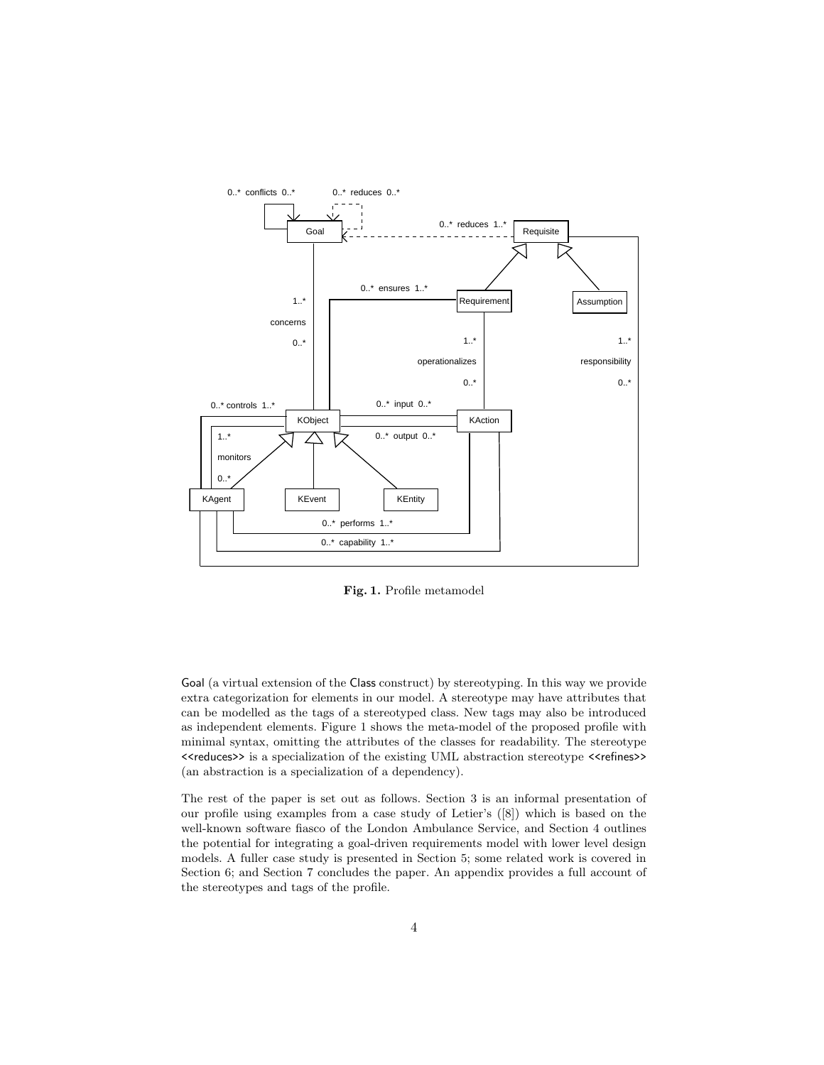**Fig. 1.** Profile metamodel

Goal (a virtual extension of the Class construct) by stereotyping. In this way we provide extra categorization for elements in our model. A stereotype may have attributes that can be modelled as the tags of a stereotyped class. New tags may also be introduced as independent elements. Figure 1 shows the meta-model of the proposed profile with minimal syntax, omitting the attributes of the classes for readability. The stereotype <<reduces>> is a specialization of the existing UML abstraction stereotype <<refines>> (an abstraction is a specialization of a dependency).

The rest of the paper is set out as follows. Section 3 is an informal presentation of our profile using examples from a case study of Letier's ([8]) which is based on the well-known software fiasco of the London Ambulance Service, and Section 4 outlines the potential for integrating a goal-driven requirements model with lower level design models. A fuller case study is presented in Section 5; some related work is covered in Section 6; and Section 7 concludes the paper. An appendix provides a full account of the stereotypes and tags of the profile.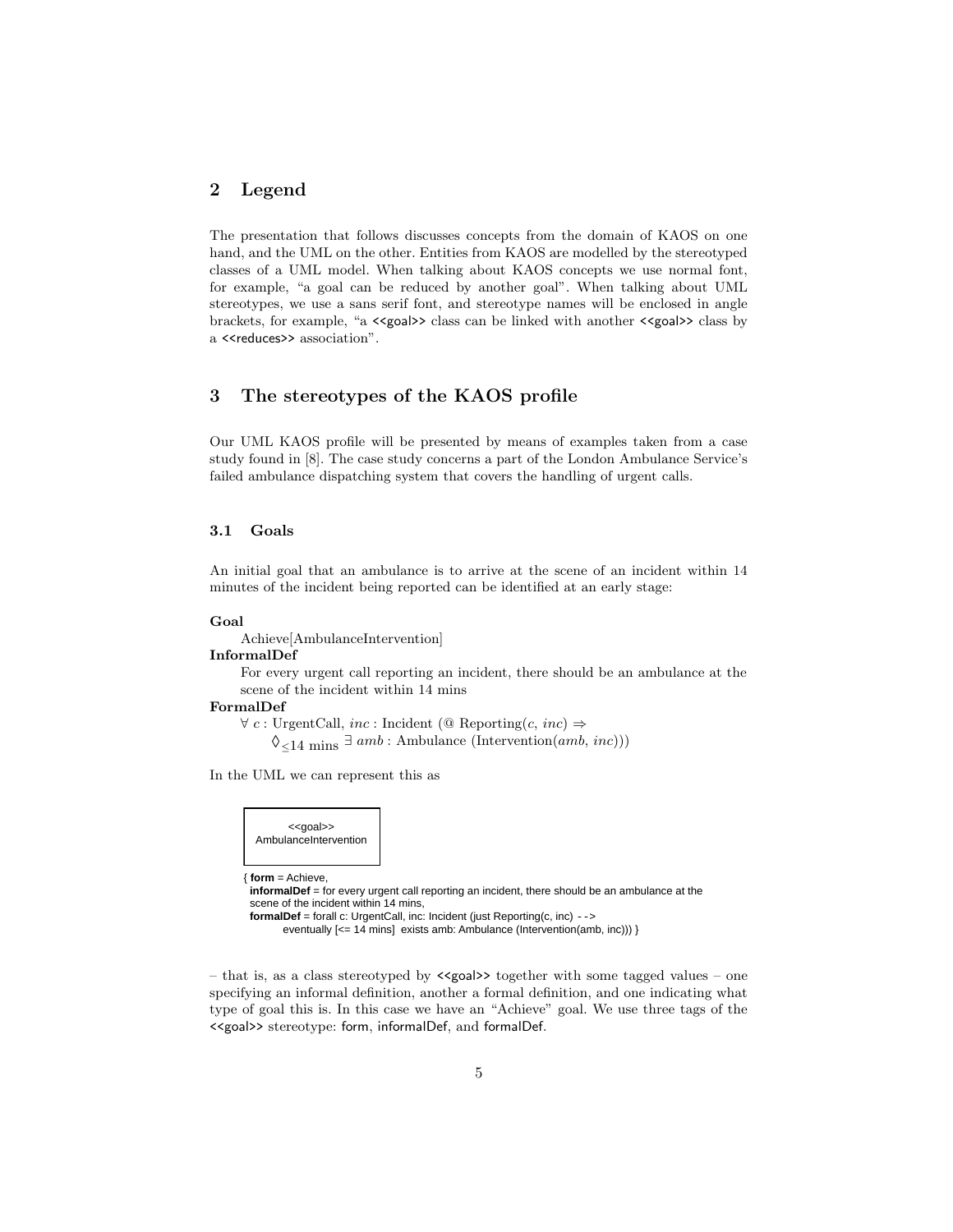## 2 Legend

The presentation that follows discusses concepts from the domain of KAOS on one hand, and the UML on the other. Entities from KAOS are modelled by the stereotyped classes of a UML model. When talking about KAOS concepts we use normal font, for example, "a goal can be reduced by another goal". When talking about UML stereotypes, we use a sans serif font, and stereotype names will be enclosed in angle brackets, for example, "a <<goal>> class can be linked with another <<goal>> class by a <<reduces>> association".

## 3 The stereotypes of the KAOS profile

Our UML KAOS profile will be presented by means of examples taken from a case study found in [8]. The case study concerns a part of the London Ambulance Service's failed ambulance dispatching system that covers the handling of urgent calls.

### 3.1 Goals

An initial goal that an ambulance is to arrive at the scene of an incident within 14 minutes of the incident being reported can be identified at an early stage:

**Goal**
Achieve[AmbulanceIntervention]
**InformalDef**
For every urgent call reporting an incident, there should be an ambulance at the scene of the incident within 14 mins
**FormalDef**
$\forall\ c : \text{UrgentCall},\ inc : \text{Incident}\ (@\ \text{Reporting}(c,\ inc) \Rightarrow$
$\Diamond_{\leq 14\ \text{mins}}\ \exists\ amb : \text{Ambulance}\ (\text{Intervention}(amb,\ inc)))$

In the UML we can represent this as

```
<<goal>>
AmbulanceIntervention
```

{ **form** = Achieve,
**informalDef** = for every urgent call reporting an incident, there should be an ambulance at the scene of the incident within 14 mins,
**formalDef** = forall c: UrgentCall, inc: Incident (just Reporting(c, inc) - ->
eventually [<= 14 mins] exists amb: Ambulance (Intervention(amb, inc))) }

– that is, as a class stereotyped by <<goal>> together with some tagged values – one specifying an informal definition, another a formal definition, and one indicating what type of goal this is. In this case we have an "Achieve" goal. We use three tags of the <<goal>> stereotype: form, informalDef, and formalDef.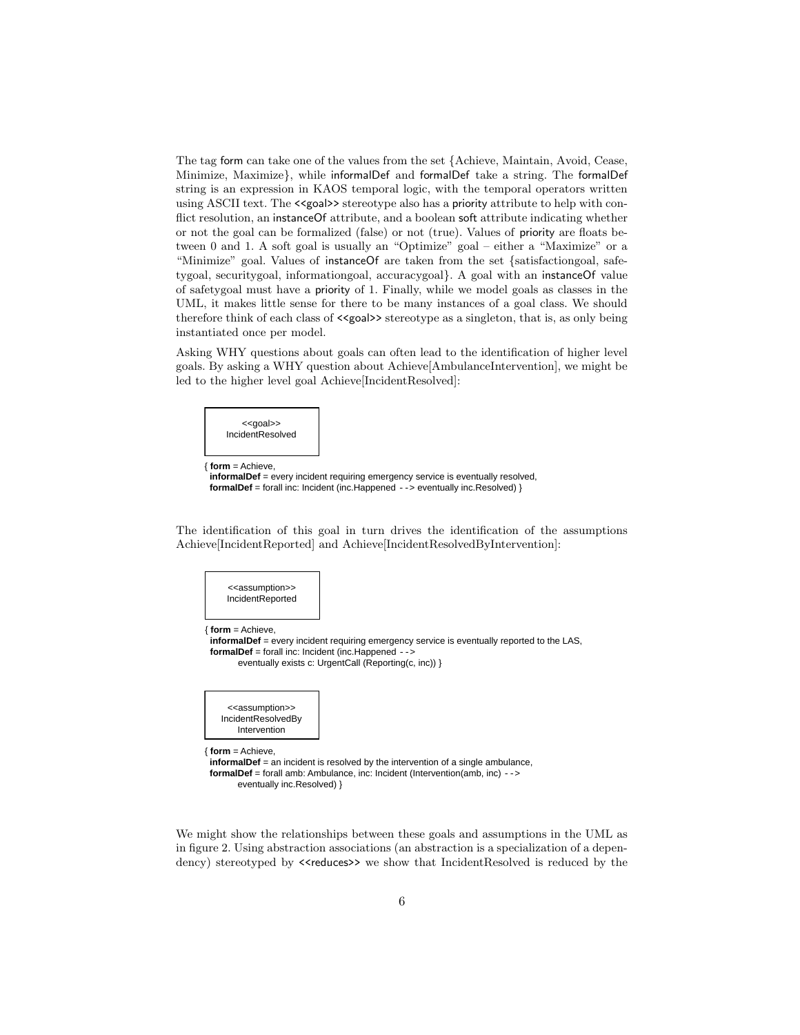The tag form can take one of the values from the set {Achieve, Maintain, Avoid, Cease, Minimize, Maximize}, while informalDef and formalDef take a string. The formalDef string is an expression in KAOS temporal logic, with the temporal operators written using ASCII text. The <<goal>> stereotype also has a priority attribute to help with conflict resolution, an instanceOf attribute, and a boolean soft attribute indicating whether or not the goal can be formalized (false) or not (true). Values of priority are floats between 0 and 1. A soft goal is usually an "Optimize" goal – either a "Maximize" or a "Minimize" goal. Values of instanceOf are taken from the set {satisfactiongoal, safetygoal, securitygoal, informationgoal, accuracygoal}. A goal with an instanceOf value of safetygoal must have a priority of 1. Finally, while we model goals as classes in the UML, it makes little sense for there to be many instances of a goal class. We should therefore think of each class of <<goal>> stereotype as a singleton, that is, as only being instantiated once per model.

Asking WHY questions about goals can often lead to the identification of higher level goals. By asking a WHY question about Achieve[AmbulanceIntervention], we might be led to the higher level goal Achieve[IncidentResolved]:

```
<<goal>>
IncidentResolved

{ form = Achieve,
  informalDef = every incident requiring emergency service is eventually resolved,
  formalDef = forall inc: Incident (inc.Happened --> eventually inc.Resolved) }
```

The identification of this goal in turn drives the identification of the assumptions Achieve[IncidentReported] and Achieve[IncidentResolvedByIntervention]:

```
<<assumption>>
IncidentReported

{ form = Achieve,
  informalDef = every incident requiring emergency service is eventually reported to the LAS,
  formalDef = forall inc: Incident (inc.Happened -->
        eventually exists c: UrgentCall (Reporting(c, inc)) }
```

```
<<assumption>>
IncidentResolvedBy
Intervention

{ form = Achieve,
  informalDef = an incident is resolved by the intervention of a single ambulance,
  formalDef = forall amb: Ambulance, inc: Incident (Intervention(amb, inc) -->
        eventually inc.Resolved) }
```

We might show the relationships between these goals and assumptions in the UML as in figure 2. Using abstraction associations (an abstraction is a specialization of a dependency) stereotyped by <<reduces>> we show that IncidentResolved is reduced by the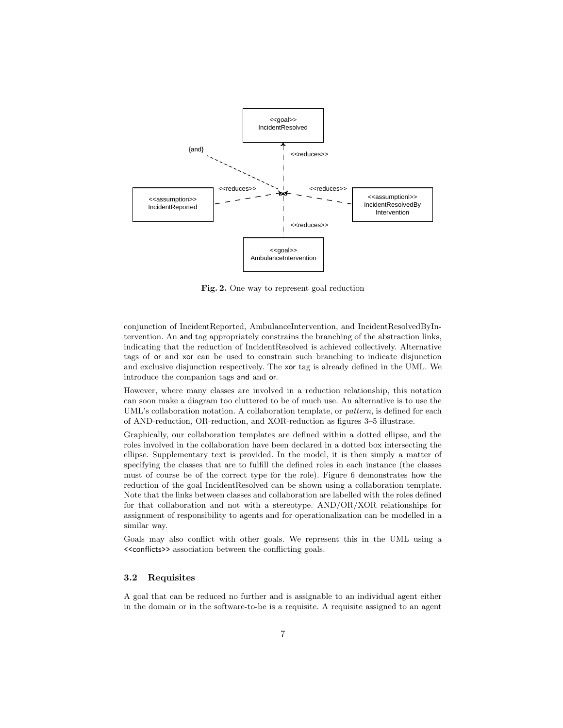**Fig. 2.** One way to represent goal reduction

conjunction of IncidentReported, AmbulanceIntervention, and IncidentResolvedByIntervention. An and tag appropriately constrains the branching of the abstraction links, indicating that the reduction of IncidentResolved is achieved collectively. Alternative tags of or and xor can be used to constrain such branching to indicate disjunction and exclusive disjunction respectively. The xor tag is already defined in the UML. We introduce the companion tags and and or.

However, where many classes are involved in a reduction relationship, this notation can soon make a diagram too cluttered to be of much use. An alternative is to use the UML's collaboration notation. A collaboration template, or *pattern*, is defined for each of AND-reduction, OR-reduction, and XOR-reduction as figures 3–5 illustrate.

Graphically, our collaboration templates are defined within a dotted ellipse, and the roles involved in the collaboration have been declared in a dotted box intersecting the ellipse. Supplementary text is provided. In the model, it is then simply a matter of specifying the classes that are to fulfill the defined roles in each instance (the classes must of course be of the correct type for the role). Figure 6 demonstrates how the reduction of the goal IncidentResolved can be shown using a collaboration template. Note that the links between classes and collaboration are labelled with the roles defined for that collaboration and not with a stereotype. AND/OR/XOR relationships for assignment of responsibility to agents and for operationalization can be modelled in a similar way.

Goals may also conflict with other goals. We represent this in the UML using a <<conflicts>> association between the conflicting goals.

### 3.2 Requisites

A goal that can be reduced no further and is assignable to an individual agent either in the domain or in the software-to-be is a requisite. A requisite assigned to an agent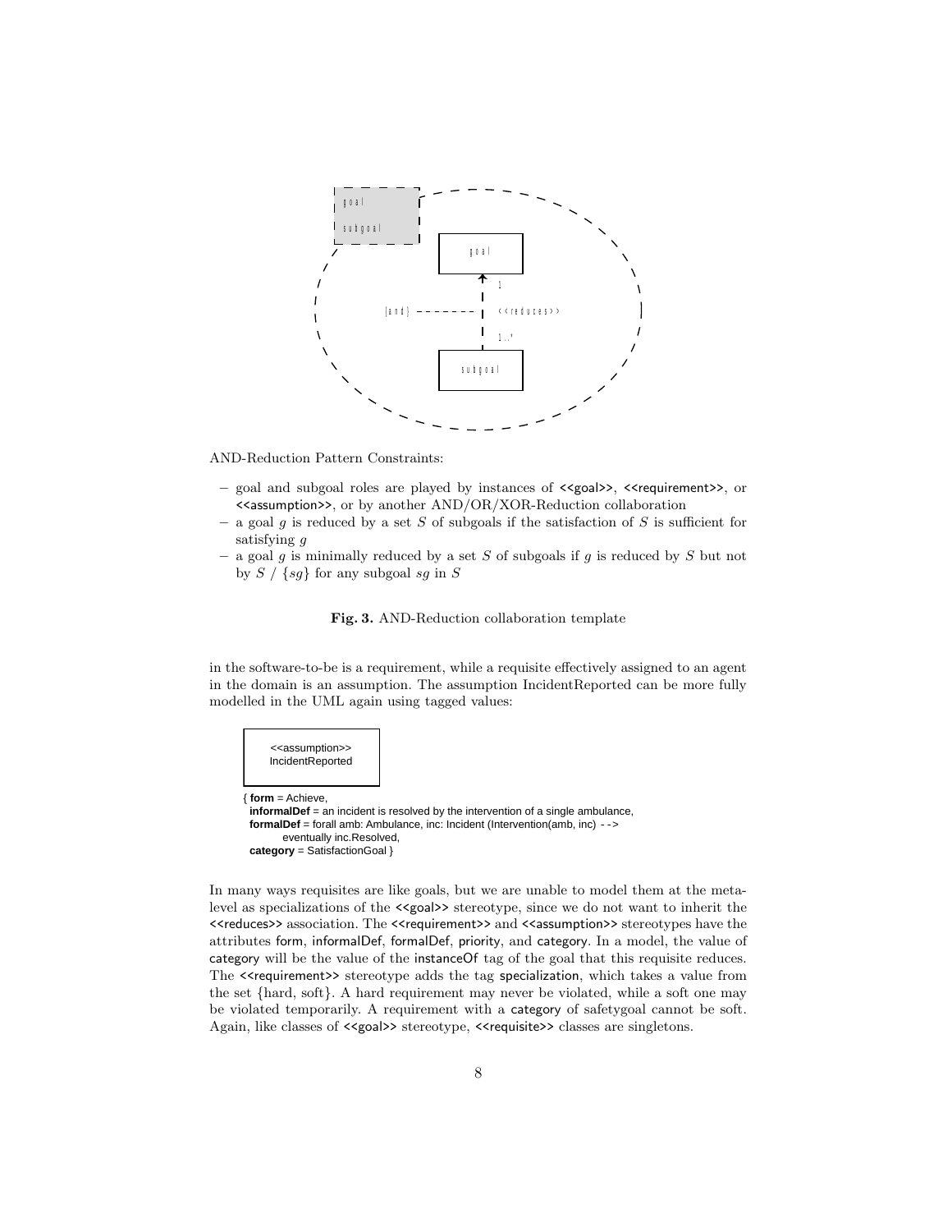AND-Reduction Pattern Constraints:

- goal and subgoal roles are played by instances of <<goal>>, <<requirement>>, or <<assumption>>, or by another AND/OR/XOR-Reduction collaboration
- a goal $g$ is reduced by a set $S$ of subgoals if the satisfaction of $S$ is sufficient for satisfying $g$
- a goal $g$ is minimally reduced by a set $S$ of subgoals if $g$ is reduced by $S$ but not by $S$ / $\{sg\}$ for any subgoal $sg$ in $S$

**Fig. 3.** AND-Reduction collaboration template

in the software-to-be is a requirement, while a requisite effectively assigned to an agent in the domain is an assumption. The assumption IncidentReported can be more fully modelled in the UML again using tagged values:

```
<<assumption>>
IncidentReported

{ form = Achieve,
  informalDef = an incident is resolved by the intervention of a single ambulance,
  formalDef = forall amb: Ambulance, inc: Incident (Intervention(amb, inc) -->
        eventually inc.Resolved,
  category = SatisfactionGoal }
```

In many ways requisites are like goals, but we are unable to model them at the meta-level as specializations of the <<goal>> stereotype, since we do not want to inherit the <<reduces>> association. The <<requirement>> and <<assumption>> stereotypes have the attributes form, informalDef, formalDef, priority, and category. In a model, the value of category will be the value of the instanceOf tag of the goal that this requisite reduces. The <<requirement>> stereotype adds the tag specialization, which takes a value from the set {hard, soft}. A hard requirement may never be violated, while a soft one may be violated temporarily. A requirement with a category of safetygoal cannot be soft. Again, like classes of <<goal>> stereotype, <<requisite>> classes are singletons.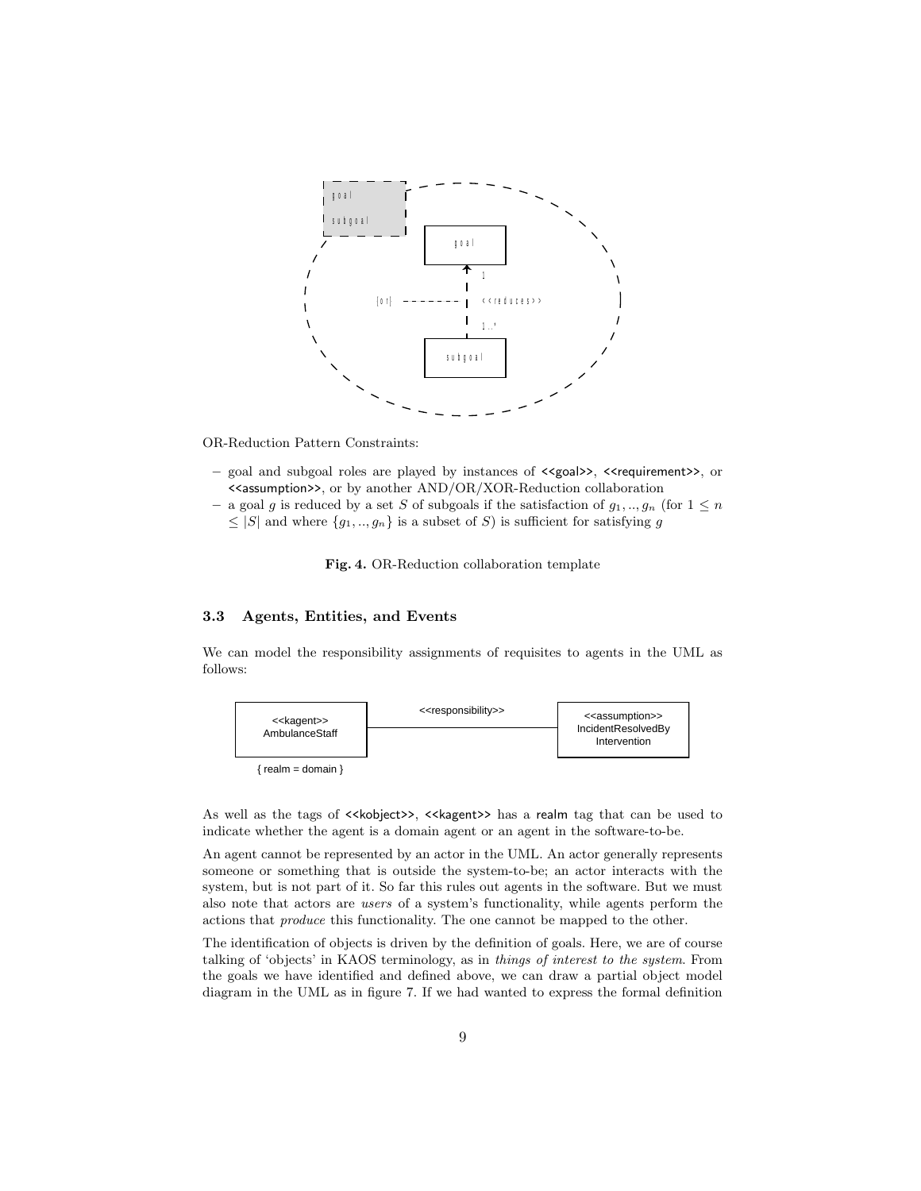OR-Reduction Pattern Constraints:

- goal and subgoal roles are played by instances of <<goal>>, <<requirement>>, or <<assumption>>, or by another AND/OR/XOR-Reduction collaboration
- a goal $g$ is reduced by a set $S$ of subgoals if the satisfaction of $g_1, .., g_n$ (for $1 \leq n \leq |S|$ and where $\{g_1, .., g_n\}$ is a subset of $S$) is sufficient for satisfying $g$

**Fig. 4.** OR-Reduction collaboration template

### 3.3 Agents, Entities, and Events

We can model the responsibility assignments of requisites to agents in the UML as follows:

As well as the tags of <<kobject>>, <<kagent>> has a realm tag that can be used to indicate whether the agent is a domain agent or an agent in the software-to-be.

An agent cannot be represented by an actor in the UML. An actor generally represents someone or something that is outside the system-to-be; an actor interacts with the system, but is not part of it. So far this rules out agents in the software. But we must also note that actors are *users* of a system's functionality, while agents perform the actions that *produce* this functionality. The one cannot be mapped to the other.

The identification of objects is driven by the definition of goals. Here, we are of course talking of 'objects' in KAOS terminology, as in *things of interest to the system*. From the goals we have identified and defined above, we can draw a partial object model diagram in the UML as in figure 7. If we had wanted to express the formal definition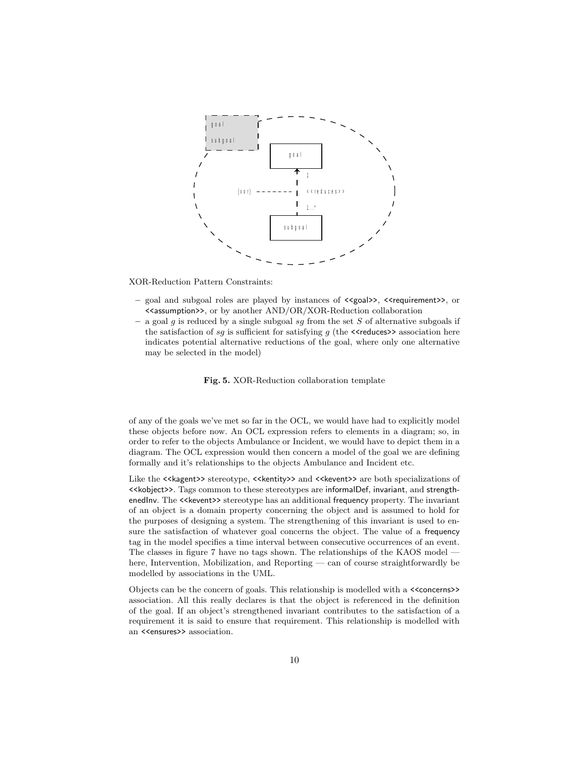XOR-Reduction Pattern Constraints:

- goal and subgoal roles are played by instances of <<goal>>, <<requirement>>, or <<assumption>>, or by another AND/OR/XOR-Reduction collaboration
- a goal $g$ is reduced by a single subgoal $sg$ from the set $S$ of alternative subgoals if the satisfaction of $sg$ is sufficient for satisfying $g$ (the <<reduces>> association here indicates potential alternative reductions of the goal, where only one alternative may be selected in the model)

**Fig. 5.** XOR-Reduction collaboration template

of any of the goals we've met so far in the OCL, we would have had to explicitly model these objects before now. An OCL expression refers to elements in a diagram; so, in order to refer to the objects Ambulance or Incident, we would have to depict them in a diagram. The OCL expression would then concern a model of the goal we are defining formally and it's relationships to the objects Ambulance and Incident etc.

Like the <<kagent>> stereotype, <<kentity>> and <<kevent>> are both specializations of <<kobject>>. Tags common to these stereotypes are informalDef, invariant, and strengthenedInv. The <<kevent>> stereotype has an additional frequency property. The invariant of an object is a domain property concerning the object and is assumed to hold for the purposes of designing a system. The strengthening of this invariant is used to ensure the satisfaction of whatever goal concerns the object. The value of a frequency tag in the model specifies a time interval between consecutive occurrences of an event. The classes in figure 7 have no tags shown. The relationships of the KAOS model — here, Intervention, Mobilization, and Reporting — can of course straightforwardly be modelled by associations in the UML.

Objects can be the concern of goals. This relationship is modelled with a <<concerns>> association. All this really declares is that the object is referenced in the definition of the goal. If an object's strengthened invariant contributes to the satisfaction of a requirement it is said to ensure that requirement. This relationship is modelled with an <<ensures>> association.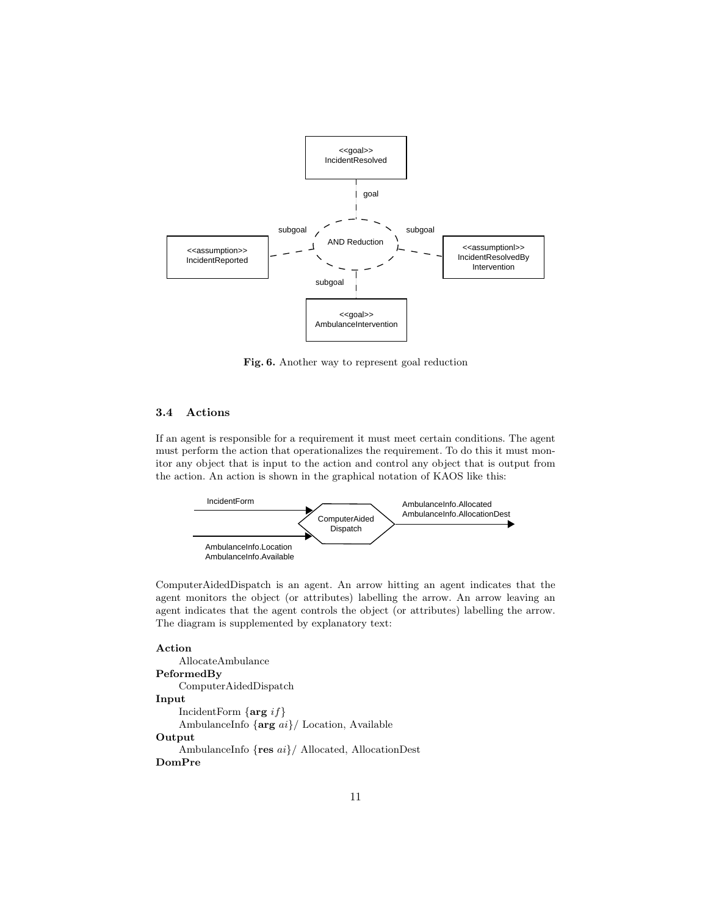Fig. 6. Another way to represent goal reduction

### 3.4 Actions

If an agent is responsible for a requirement it must meet certain conditions. The agent must perform the action that operationalizes the requirement. To do this it must monitor any object that is input to the action and control any object that is output from the action. An action is shown in the graphical notation of KAOS like this:

ComputerAidedDispatch is an agent. An arrow hitting an agent indicates that the agent monitors the object (or attributes) labelling the arrow. An arrow leaving an agent indicates that the agent controls the object (or attributes) labelling the arrow. The diagram is supplemented by explanatory text:

**Action**
 AllocateAmbulance
**PeformedBy**
 ComputerAidedDispatch
**Input**
 IncidentForm {**arg** *if*}
 AmbulanceInfo {**arg** *ai*}/ Location, Available
**Output**
 AmbulanceInfo {**res** *ai*}/ Allocated, AllocationDest
**DomPre**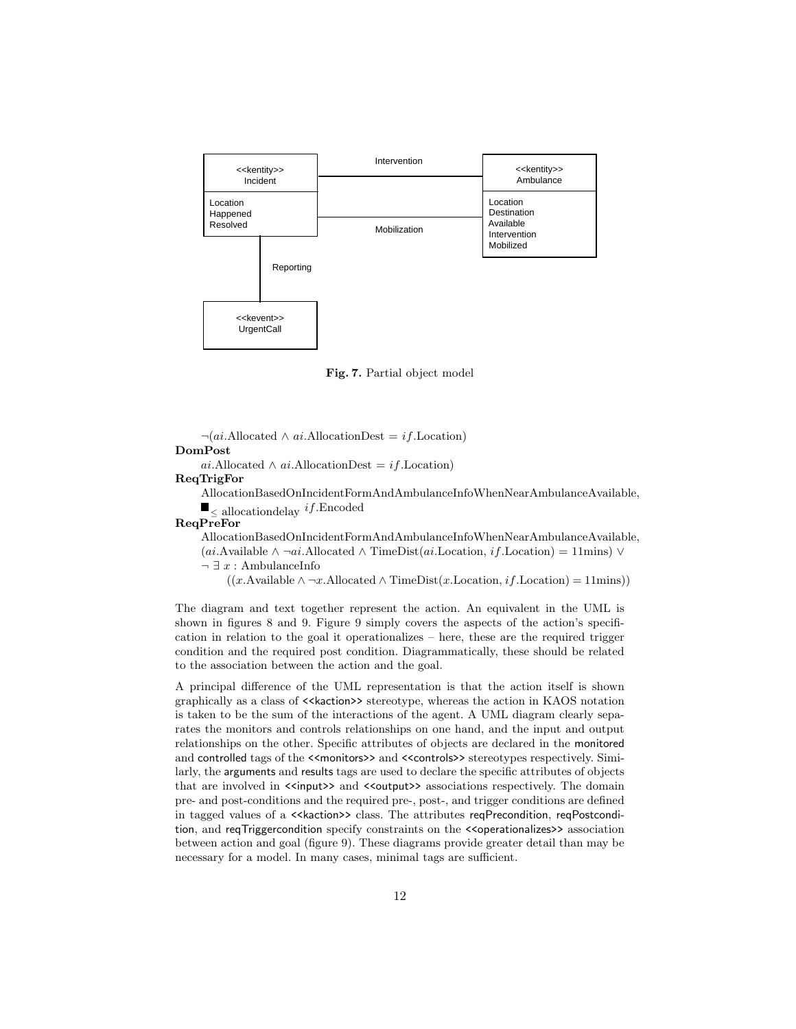Fig. 7. Partial object model

$\neg(ai.\text{Allocated} \wedge ai.\text{AllocationDest} = if.\text{Location})$

**DomPost**

$ai.\text{Allocated} \wedge ai.\text{AllocationDest} = if.\text{Location})$

**ReqTrigFor**

AllocationBasedOnIncidentFormAndAmbulanceInfoWhenNearAmbulanceAvailable,
$\blacksquare_{\leq \text{ allocationdelay}}\ if.\text{Encoded}$

**ReqPreFor**

AllocationBasedOnIncidentFormAndAmbulanceInfoWhenNearAmbulanceAvailable,
$(ai.\text{Available} \wedge \neg ai.\text{Allocated} \wedge \text{TimeDist}(ai.\text{Location}, if.\text{Location}) = 11\text{mins}) \vee$
$\neg \exists\ x : \text{AmbulanceInfo}$
$((x.\text{Available} \wedge \neg x.\text{Allocated} \wedge \text{TimeDist}(x.\text{Location}, if.\text{Location}) = 11\text{mins}))$

The diagram and text together represent the action. An equivalent in the UML is shown in figures 8 and 9. Figure 9 simply covers the aspects of the action's specification in relation to the goal it operationalizes – here, these are the required trigger condition and the required post condition. Diagrammatically, these should be related to the association between the action and the goal.

A principal difference of the UML representation is that the action itself is shown graphically as a class of <<kaction>> stereotype, whereas the action in KAOS notation is taken to be the sum of the interactions of the agent. A UML diagram clearly separates the monitors and controls relationships on one hand, and the input and output relationships on the other. Specific attributes of objects are declared in the monitored and controlled tags of the <<monitors>> and <<controls>> stereotypes respectively. Similarly, the arguments and results tags are used to declare the specific attributes of objects that are involved in <<input>> and <<output>> associations respectively. The domain pre- and post-conditions and the required pre-, post-, and trigger conditions are defined in tagged values of a <<kaction>> class. The attributes reqPrecondition, reqPostcondition, and reqTriggercondition specify constraints on the <<operationalizes>> association between action and goal (figure 9). These diagrams provide greater detail than may be necessary for a model. In many cases, minimal tags are sufficient.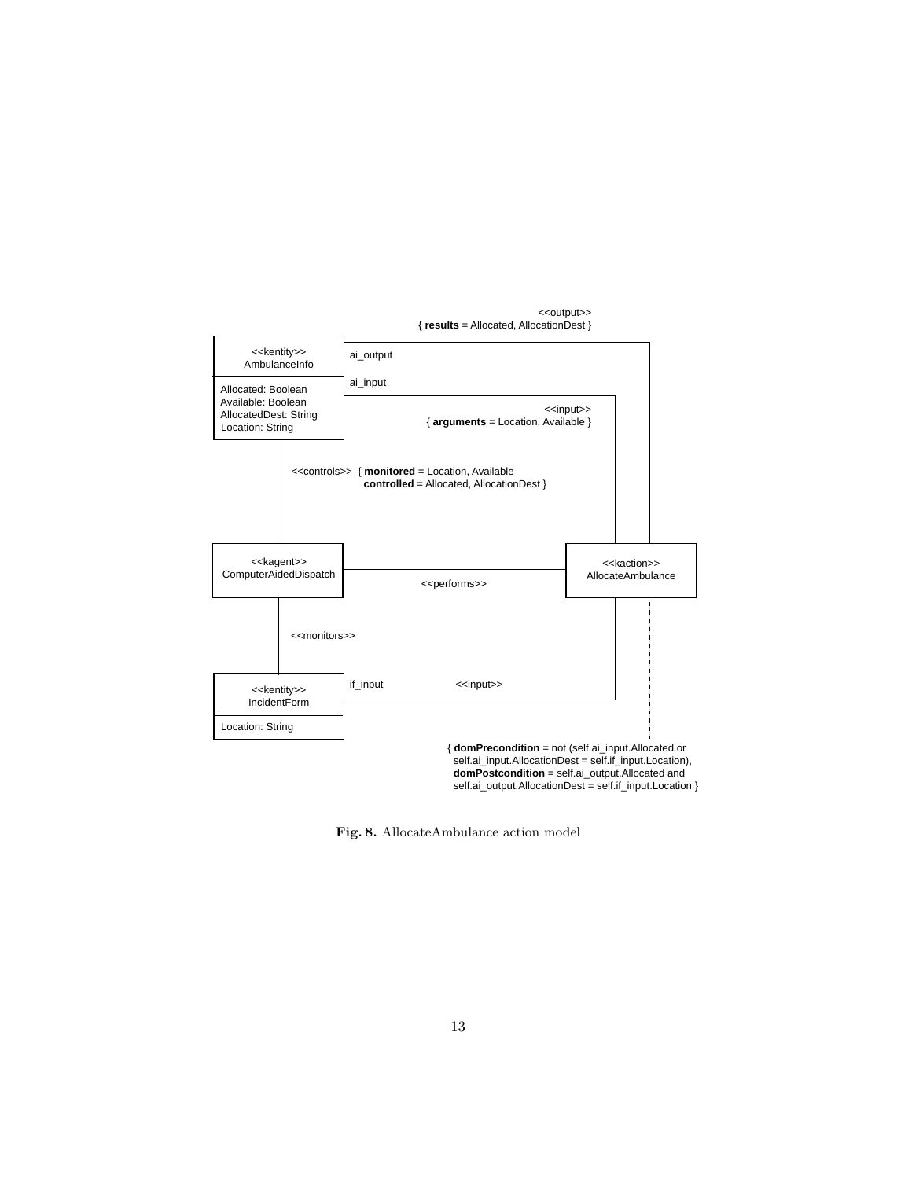<<output>>
{ **results** = Allocated, AllocationDest }

<<kentity>>
AmbulanceInfo

Allocated: Boolean
Available: Boolean
AllocatedDest: String
Location: String

ai_output

ai_input

<<input>>
{ **arguments** = Location, Available }

<<controls>> { **monitored** = Location, Available
**controlled** = Allocated, AllocationDest }

<<kagent>>
ComputerAidedDispatch

<<performs>>

<<kaction>>
AllocateAmbulance

<<monitors>>

<<kentity>>
IncidentForm

Location: String

if_input

<<input>>

{ **domPrecondition** = not (self.ai_input.Allocated or self.ai_input.AllocationDest = self.if_input.Location),
**domPostcondition** = self.ai_output.Allocated and self.ai_output.AllocationDest = self.if_input.Location }

**Fig. 8.** AllocateAmbulance action model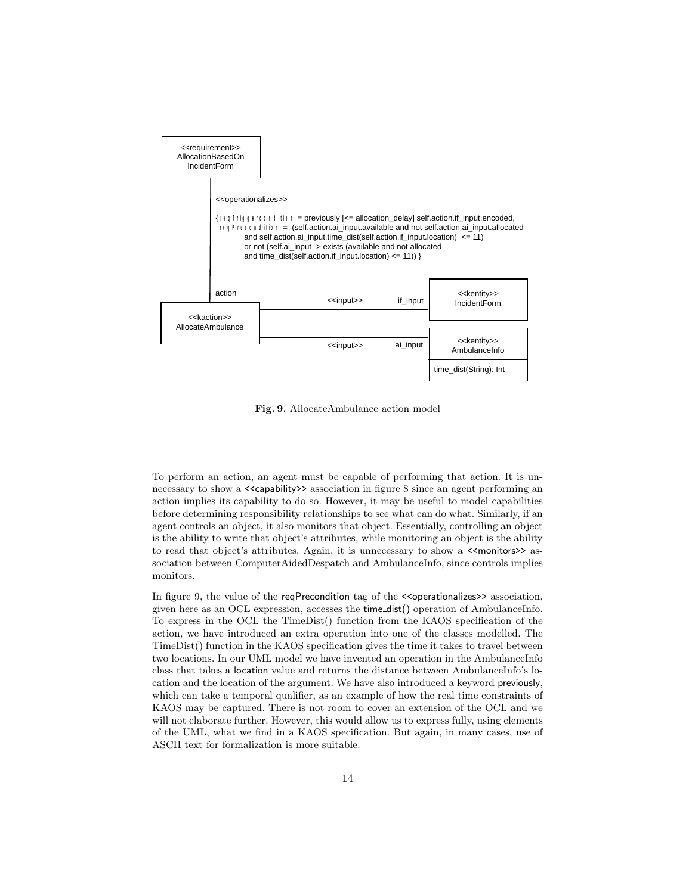<<requirement>>
AllocationBasedOn
IncidentForm

<<operationalizes>>

{ reqTriggercondition = previously [<= allocation_delay] self.action.if_input.encoded,
reqPrecondition = (self.action.ai_input.available and not self.action.ai_input.allocated
and self.action.ai_input.time_dist(self.action.if_input.location) <= 11)
or not (self.ai_input -> exists (available and not allocated
and time_dist(self.action.if_input.location) <= 11)) }

action

<<kaction>>
AllocateAmbulance

<<input>> if_input

<<kentity>>
IncidentForm

<<input>> ai_input

<<kentity>>
AmbulanceInfo

time_dist(String): Int

**Fig. 9.** AllocateAmbulance action model

To perform an action, an agent must be capable of performing that action. It is unnecessary to show a <<capability>> association in figure 8 since an agent performing an action implies its capability to do so. However, it may be useful to model capabilities before determining responsibility relationships to see what can do what. Similarly, if an agent controls an object, it also monitors that object. Essentially, controlling an object is the ability to write that object's attributes, while monitoring an object is the ability to read that object's attributes. Again, it is unnecessary to show a <<monitors>> association between ComputerAidedDespatch and AmbulanceInfo, since controls implies monitors.

In figure 9, the value of the reqPrecondition tag of the <<operationalizes>> association, given here as an OCL expression, accesses the time_dist() operation of AmbulanceInfo. To express in the OCL the TimeDist() function from the KAOS specification of the action, we have introduced an extra operation into one of the classes modelled. The TimeDist() function in the KAOS specification gives the time it takes to travel between two locations. In our UML model we have invented an operation in the AmbulanceInfo class that takes a location value and returns the distance between AmbulanceInfo's location and the location of the argument. We have also introduced a keyword previously, which can take a temporal qualifier, as an example of how the real time constraints of KAOS may be captured. There is not room to cover an extension of the OCL and we will not elaborate further. However, this would allow us to express fully, using elements of the UML, what we find in a KAOS specification. But again, in many cases, use of ASCII text for formalization is more suitable.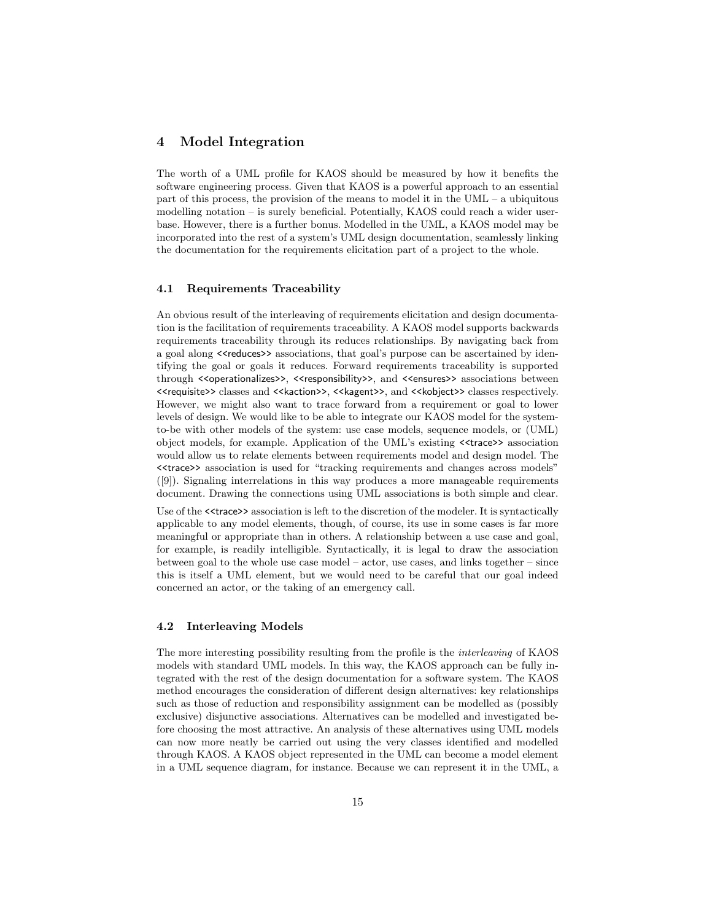## 4 Model Integration

The worth of a UML profile for KAOS should be measured by how it benefits the software engineering process. Given that KAOS is a powerful approach to an essential part of this process, the provision of the means to model it in the UML – a ubiquitous modelling notation – is surely beneficial. Potentially, KAOS could reach a wider user-base. However, there is a further bonus. Modelled in the UML, a KAOS model may be incorporated into the rest of a system's UML design documentation, seamlessly linking the documentation for the requirements elicitation part of a project to the whole.

### 4.1 Requirements Traceability

An obvious result of the interleaving of requirements elicitation and design documentation is the facilitation of requirements traceability. A KAOS model supports backwards requirements traceability through its reduces relationships. By navigating back from a goal along <<reduces>> associations, that goal's purpose can be ascertained by identifying the goal or goals it reduces. Forward requirements traceability is supported through <<operationalizes>>, <<responsibility>>, and <<ensures>> associations between <<requisite>> classes and <<kaction>>, <<kagent>>, and <<kobject>> classes respectively. However, we might also want to trace forward from a requirement or goal to lower levels of design. We would like to be able to integrate our KAOS model for the system-to-be with other models of the system: use case models, sequence models, or (UML) object models, for example. Application of the UML's existing <<trace>> association would allow us to relate elements between requirements model and design model. The <<trace>> association is used for "tracking requirements and changes across models" ([9]). Signaling interrelations in this way produces a more manageable requirements document. Drawing the connections using UML associations is both simple and clear.

Use of the <<trace>> association is left to the discretion of the modeler. It is syntactically applicable to any model elements, though, of course, its use in some cases is far more meaningful or appropriate than in others. A relationship between a use case and goal, for example, is readily intelligible. Syntactically, it is legal to draw the association between goal to the whole use case model – actor, use cases, and links together – since this is itself a UML element, but we would need to be careful that our goal indeed concerned an actor, or the taking of an emergency call.

### 4.2 Interleaving Models

The more interesting possibility resulting from the profile is the *interleaving* of KAOS models with standard UML models. In this way, the KAOS approach can be fully integrated with the rest of the design documentation for a software system. The KAOS method encourages the consideration of different design alternatives: key relationships such as those of reduction and responsibility assignment can be modelled as (possibly exclusive) disjunctive associations. Alternatives can be modelled and investigated before choosing the most attractive. An analysis of these alternatives using UML models can now more neatly be carried out using the very classes identified and modelled through KAOS. A KAOS object represented in the UML can become a model element in a UML sequence diagram, for instance. Because we can represent it in the UML, a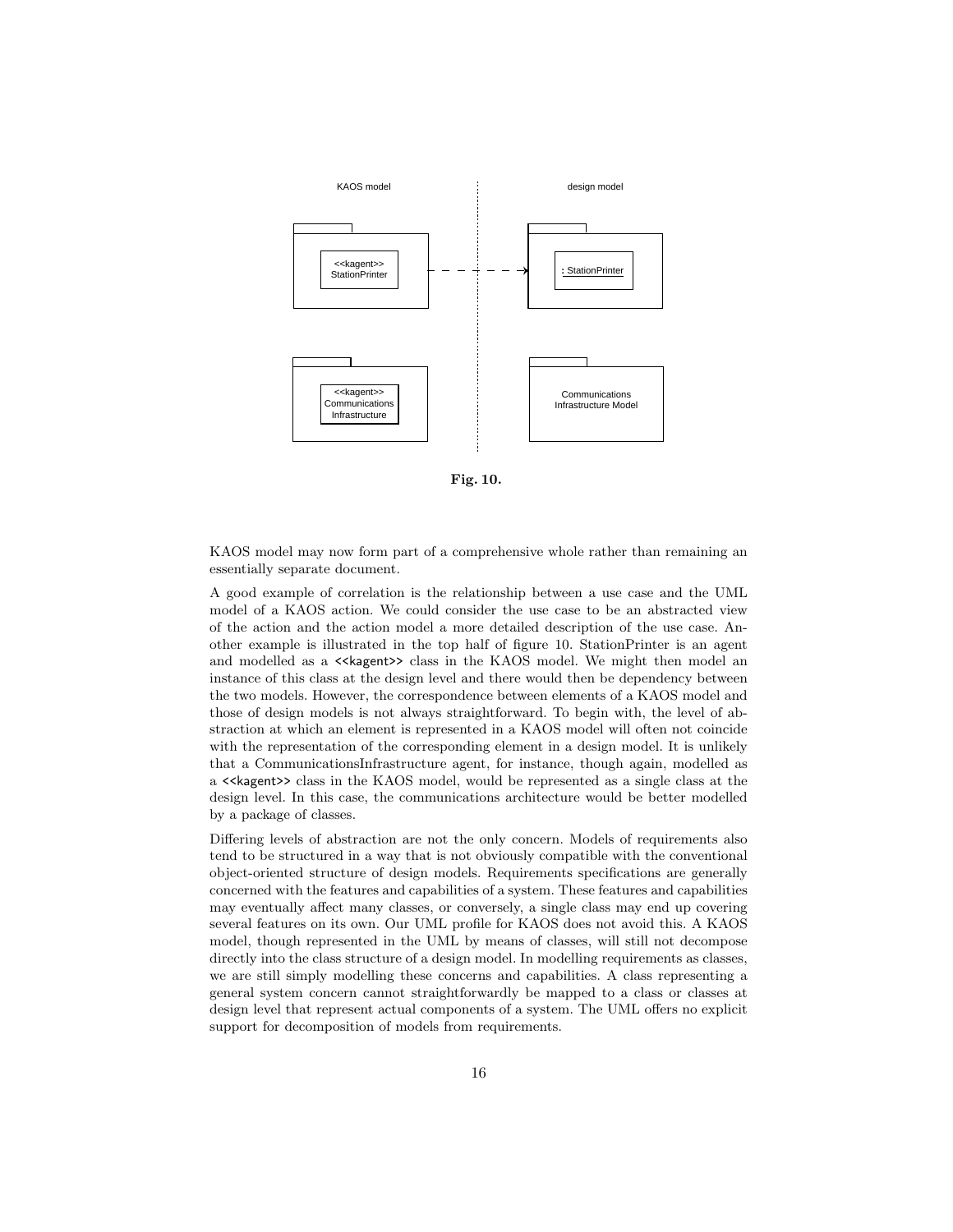**Fig. 10.**

KAOS model may now form part of a comprehensive whole rather than remaining an essentially separate document.

A good example of correlation is the relationship between a use case and the UML model of a KAOS action. We could consider the use case to be an abstracted view of the action and the action model a more detailed description of the use case. Another example is illustrated in the top half of figure 10. StationPrinter is an agent and modelled as a <<kagent>> class in the KAOS model. We might then model an instance of this class at the design level and there would then be dependency between the two models. However, the correspondence between elements of a KAOS model and those of design models is not always straightforward. To begin with, the level of abstraction at which an element is represented in a KAOS model will often not coincide with the representation of the corresponding element in a design model. It is unlikely that a CommunicationsInfrastructure agent, for instance, though again, modelled as a <<kagent>> class in the KAOS model, would be represented as a single class at the design level. In this case, the communications architecture would be better modelled by a package of classes.

Differing levels of abstraction are not the only concern. Models of requirements also tend to be structured in a way that is not obviously compatible with the conventional object-oriented structure of design models. Requirements specifications are generally concerned with the features and capabilities of a system. These features and capabilities may eventually affect many classes, or conversely, a single class may end up covering several features on its own. Our UML profile for KAOS does not avoid this. A KAOS model, though represented in the UML by means of classes, will still not decompose directly into the class structure of a design model. In modelling requirements as classes, we are still simply modelling these concerns and capabilities. A class representing a general system concern cannot straightforwardly be mapped to a class or classes at design level that represent actual components of a system. The UML offers no explicit support for decomposition of models from requirements.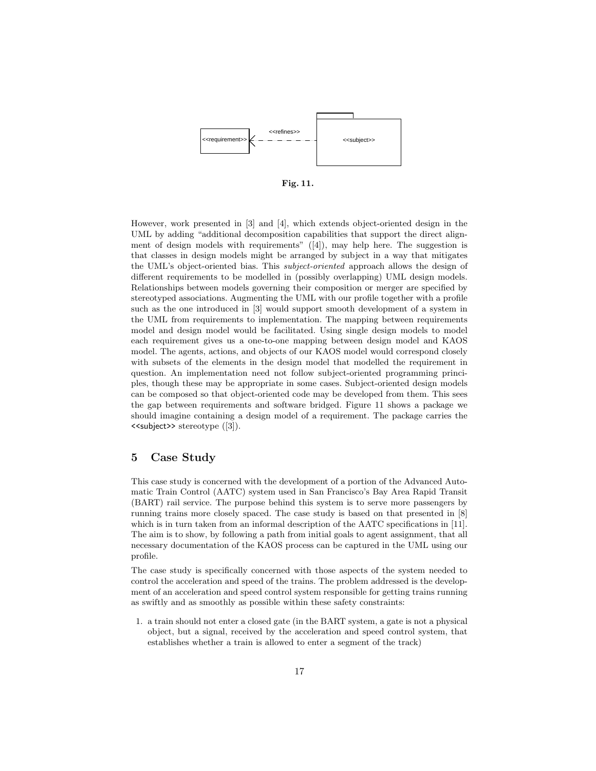Fig. 11.

However, work presented in [3] and [4], which extends object-oriented design in the UML by adding "additional decomposition capabilities that support the direct alignment of design models with requirements" ([4]), may help here. The suggestion is that classes in design models might be arranged by subject in a way that mitigates the UML's object-oriented bias. This *subject-oriented* approach allows the design of different requirements to be modelled in (possibly overlapping) UML design models. Relationships between models governing their composition or merger are specified by stereotyped associations. Augmenting the UML with our profile together with a profile such as the one introduced in [3] would support smooth development of a system in the UML from requirements to implementation. The mapping between requirements model and design model would be facilitated. Using single design models to model each requirement gives us a one-to-one mapping between design model and KAOS model. The agents, actions, and objects of our KAOS model would correspond closely with subsets of the elements in the design model that modelled the requirement in question. An implementation need not follow subject-oriented programming principles, though these may be appropriate in some cases. Subject-oriented design models can be composed so that object-oriented code may be developed from them. This sees the gap between requirements and software bridged. Figure 11 shows a package we should imagine containing a design model of a requirement. The package carries the <<subject>> stereotype ([3]).

## 5 Case Study

This case study is concerned with the development of a portion of the Advanced Automatic Train Control (AATC) system used in San Francisco's Bay Area Rapid Transit (BART) rail service. The purpose behind this system is to serve more passengers by running trains more closely spaced. The case study is based on that presented in [8] which is in turn taken from an informal description of the AATC specifications in [11]. The aim is to show, by following a path from initial goals to agent assignment, that all necessary documentation of the KAOS process can be captured in the UML using our profile.

The case study is specifically concerned with those aspects of the system needed to control the acceleration and speed of the trains. The problem addressed is the development of an acceleration and speed control system responsible for getting trains running as swiftly and as smoothly as possible within these safety constraints:

1. a train should not enter a closed gate (in the BART system, a gate is not a physical object, but a signal, received by the acceleration and speed control system, that establishes whether a train is allowed to enter a segment of the track)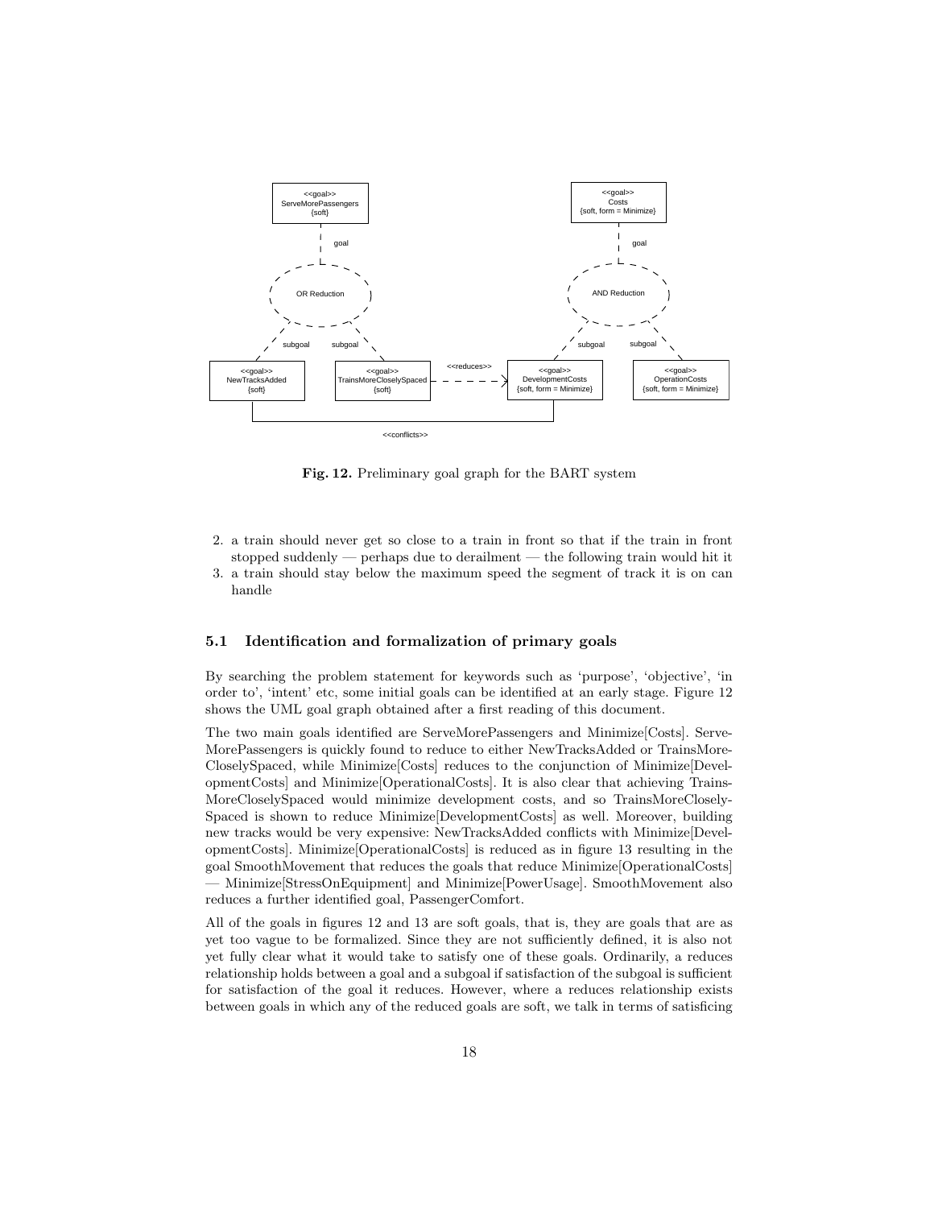**Fig. 12.** Preliminary goal graph for the BART system

2. a train should never get so close to a train in front so that if the train in front stopped suddenly — perhaps due to derailment — the following train would hit it
3. a train should stay below the maximum speed the segment of track it is on can handle

### 5.1 Identification and formalization of primary goals

By searching the problem statement for keywords such as 'purpose', 'objective', 'in order to', 'intent' etc, some initial goals can be identified at an early stage. Figure 12 shows the UML goal graph obtained after a first reading of this document.

The two main goals identified are ServeMorePassengers and Minimize[Costs]. ServeMorePassengers is quickly found to reduce to either NewTracksAdded or TrainsMoreCloselySpaced, while Minimize[Costs] reduces to the conjunction of Minimize[DevelopmentCosts] and Minimize[OperationalCosts]. It is also clear that achieving TrainsMoreCloselySpaced would minimize development costs, and so TrainsMoreCloselySpaced is shown to reduce Minimize[DevelopmentCosts] as well. Moreover, building new tracks would be very expensive: NewTracksAdded conflicts with Minimize[DevelopmentCosts]. Minimize[OperationalCosts] is reduced as in figure 13 resulting in the goal SmoothMovement that reduces the goals that reduce Minimize[OperationalCosts] — Minimize[StressOnEquipment] and Minimize[PowerUsage]. SmoothMovement also reduces a further identified goal, PassengerComfort.

All of the goals in figures 12 and 13 are soft goals, that is, they are goals that are as yet too vague to be formalized. Since they are not sufficiently defined, it is also not yet fully clear what it would take to satisfy one of these goals. Ordinarily, a reduces relationship holds between a goal and a subgoal if satisfaction of the subgoal is sufficient for satisfaction of the goal it reduces. However, where a reduces relationship exists between goals in which any of the reduced goals are soft, we talk in terms of satisficing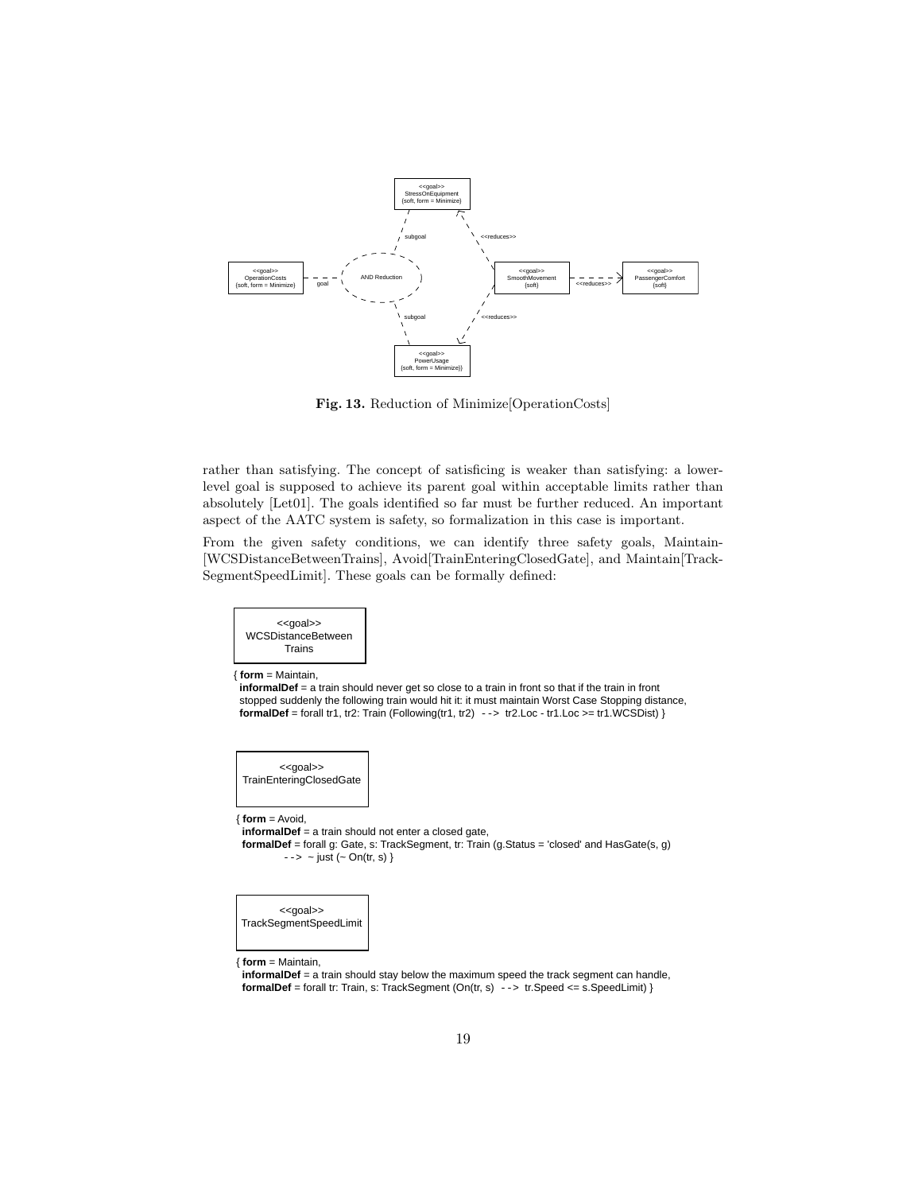Fig. 13. Reduction of Minimize[OperationCosts]

rather than satisfying. The concept of satisficing is weaker than satisfying: a lower-level goal is supposed to achieve its parent goal within acceptable limits rather than absolutely [Let01]. The goals identified so far must be further reduced. An important aspect of the AATC system is safety, so formalization in this case is important.

From the given safety conditions, we can identify three safety goals, Maintain-[WCSDistanceBetweenTrains], Avoid[TrainEnteringClosedGate], and Maintain[Track-SegmentSpeedLimit]. These goals can be formally defined:

```
<<goal>>
WCSDistanceBetween
Trains

{ form = Maintain,
  informalDef = a train should never get so close to a train in front so that if the train in front
  stopped suddenly the following train would hit it: it must maintain Worst Case Stopping distance,
  formalDef = forall tr1, tr2: Train (Following(tr1, tr2)  - - >  tr2.Loc - tr1.Loc >= tr1.WCSDist) }
```

```
<<goal>>
TrainEnteringClosedGate

{ form = Avoid,
  informalDef = a train should not enter a closed gate,
  formalDef = forall g: Gate, s: TrackSegment, tr: Train (g.Status = 'closed' and HasGate(s, g)
            - - >  ~ just (~ On(tr, s) }
```

```
<<goal>>
TrackSegmentSpeedLimit

{ form = Maintain,
  informalDef = a train should stay below the maximum speed the track segment can handle,
  formalDef = forall tr: Train, s: TrackSegment (On(tr, s)  - - >  tr.Speed <= s.SpeedLimit) }
```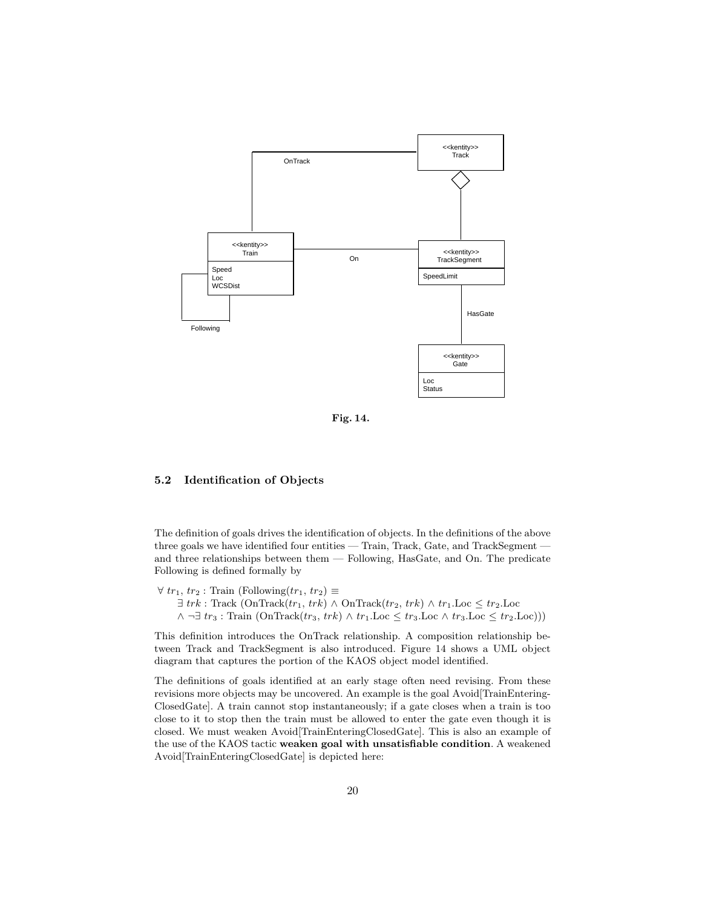Fig. 14.

### 5.2 Identification of Objects

The definition of goals drives the identification of objects. In the definitions of the above three goals we have identified four entities — Train, Track, Gate, and TrackSegment — and three relationships between them — Following, HasGate, and On. The predicate Following is defined formally by

$$
\begin{aligned}
&\forall\ tr_1, tr_2 : \text{Train}\ (\text{Following}(tr_1, tr_2) \equiv \\
&\quad \exists\ trk : \text{Track}\ (\text{OnTrack}(tr_1, trk) \land \text{OnTrack}(tr_2, trk) \land tr_1.\text{Loc} \leq tr_2.\text{Loc} \\
&\quad \land \neg\exists\ tr_3 : \text{Train}\ (\text{OnTrack}(tr_3, trk) \land tr_1.\text{Loc} \leq tr_3.\text{Loc} \land tr_3.\text{Loc} \leq tr_2.\text{Loc})))
\end{aligned}
$$

This definition introduces the OnTrack relationship. A composition relationship between Track and TrackSegment is also introduced. Figure 14 shows a UML object diagram that captures the portion of the KAOS object model identified.

The definitions of goals identified at an early stage often need revising. From these revisions more objects may be uncovered. An example is the goal Avoid[TrainEntering-ClosedGate]. A train cannot stop instantaneously; if a gate closes when a train is too close to it to stop then the train must be allowed to enter the gate even though it is closed. We must weaken Avoid[TrainEnteringClosedGate]. This is also an example of the use of the KAOS tactic **weaken goal with unsatisfiable condition**. A weakened Avoid[TrainEnteringClosedGate] is depicted here: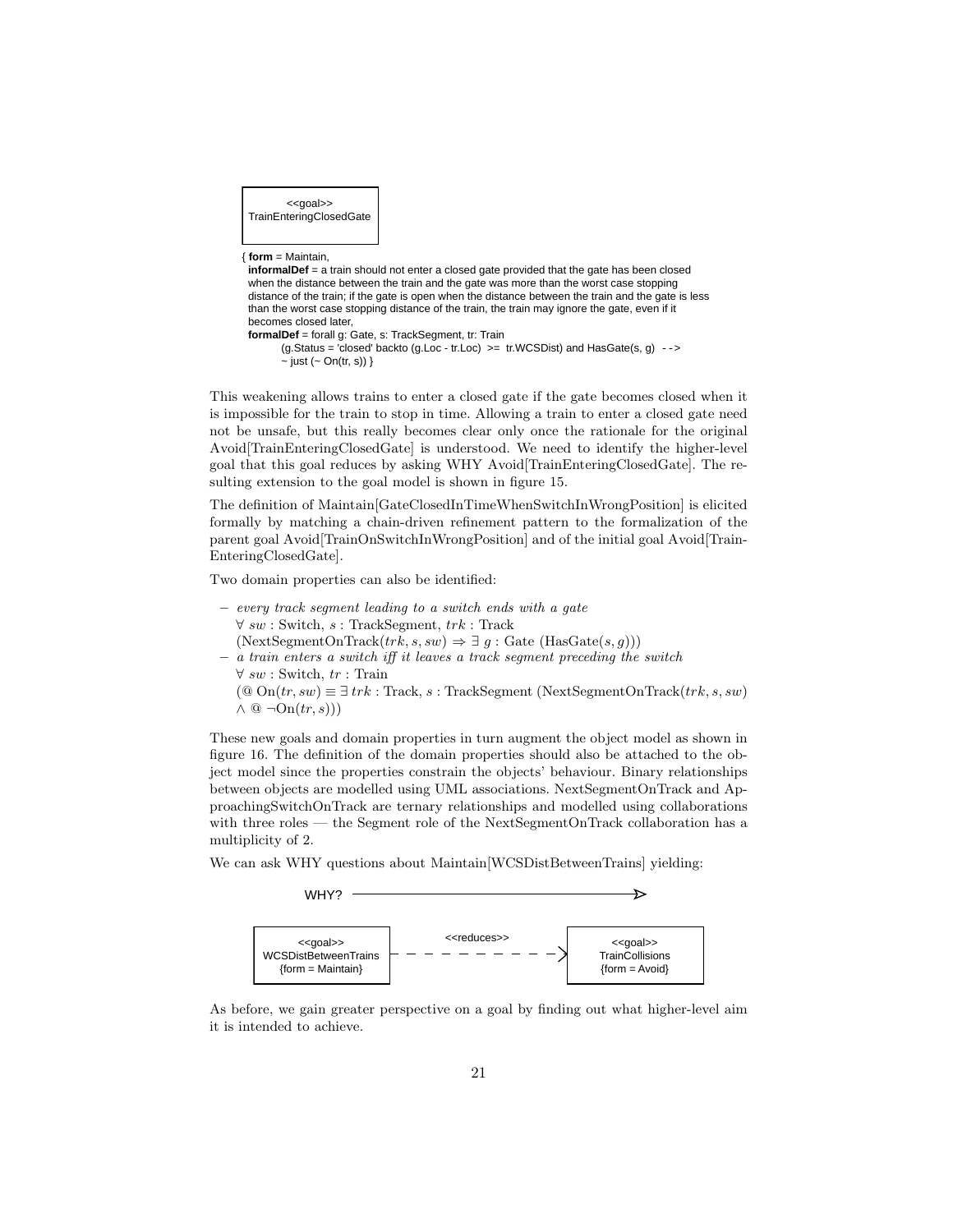<<goal>>
TrainEnteringClosedGate

{ **form** = Maintain,
**informalDef** = a train should not enter a closed gate provided that the gate has been closed when the distance between the train and the gate was more than the worst case stopping distance of the train; if the gate is open when the distance between the train and the gate is less than the worst case stopping distance of the train, the train may ignore the gate, even if it becomes closed later,
**formalDef** = forall g: Gate, s: TrackSegment, tr: Train
(g.Status = 'closed' backto (g.Loc - tr.Loc) >= tr.WCSDist) and HasGate(s, g) -->
~ just (~ On(tr, s)) }

This weakening allows trains to enter a closed gate if the gate becomes closed when it is impossible for the train to stop in time. Allowing a train to enter a closed gate need not be unsafe, but this really becomes clear only once the rationale for the original Avoid[TrainEnteringClosedGate] is understood. We need to identify the higher-level goal that this goal reduces by asking WHY Avoid[TrainEnteringClosedGate]. The resulting extension to the goal model is shown in figure 15.

The definition of Maintain[GateClosedInTimeWhenSwitchInWrongPosition] is elicited formally by matching a chain-driven refinement pattern to the formalization of the parent goal Avoid[TrainOnSwitchInWrongPosition] and of the initial goal Avoid[TrainEnteringClosedGate].

Two domain properties can also be identified:

- *every track segment leading to a switch ends with a gate*
  $\forall$ $sw$ : Switch, $s$ : TrackSegment, $trk$ : Track
  (NextSegmentOnTrack$(trk, s, sw) \Rightarrow \exists$ $g$ : Gate (HasGate$(s, g)$))
- *a train enters a switch iff it leaves a track segment preceding the switch*
  $\forall$ $sw$ : Switch, $tr$ : Train
  (@ On$(tr, sw) \equiv \exists$ $trk$ : Track, $s$ : TrackSegment (NextSegmentOnTrack$(trk, s, sw)$ $\wedge$ @ $\neg$On$(tr, s)$))

These new goals and domain properties in turn augment the object model as shown in figure 16. The definition of the domain properties should also be attached to the object model since the properties constrain the objects' behaviour. Binary relationships between objects are modelled using UML associations. NextSegmentOnTrack and ApproachingSwitchOnTrack are ternary relationships and modelled using collaborations with three roles — the Segment role of the NextSegmentOnTrack collaboration has a multiplicity of 2.

We can ask WHY questions about Maintain[WCSDistBetweenTrains] yielding:

WHY? →

<<goal>> WCSDistBetweenTrains {form = Maintain} - - <<reduces>> - -> <<goal>> TrainCollisions {form = Avoid}

As before, we gain greater perspective on a goal by finding out what higher-level aim it is intended to achieve.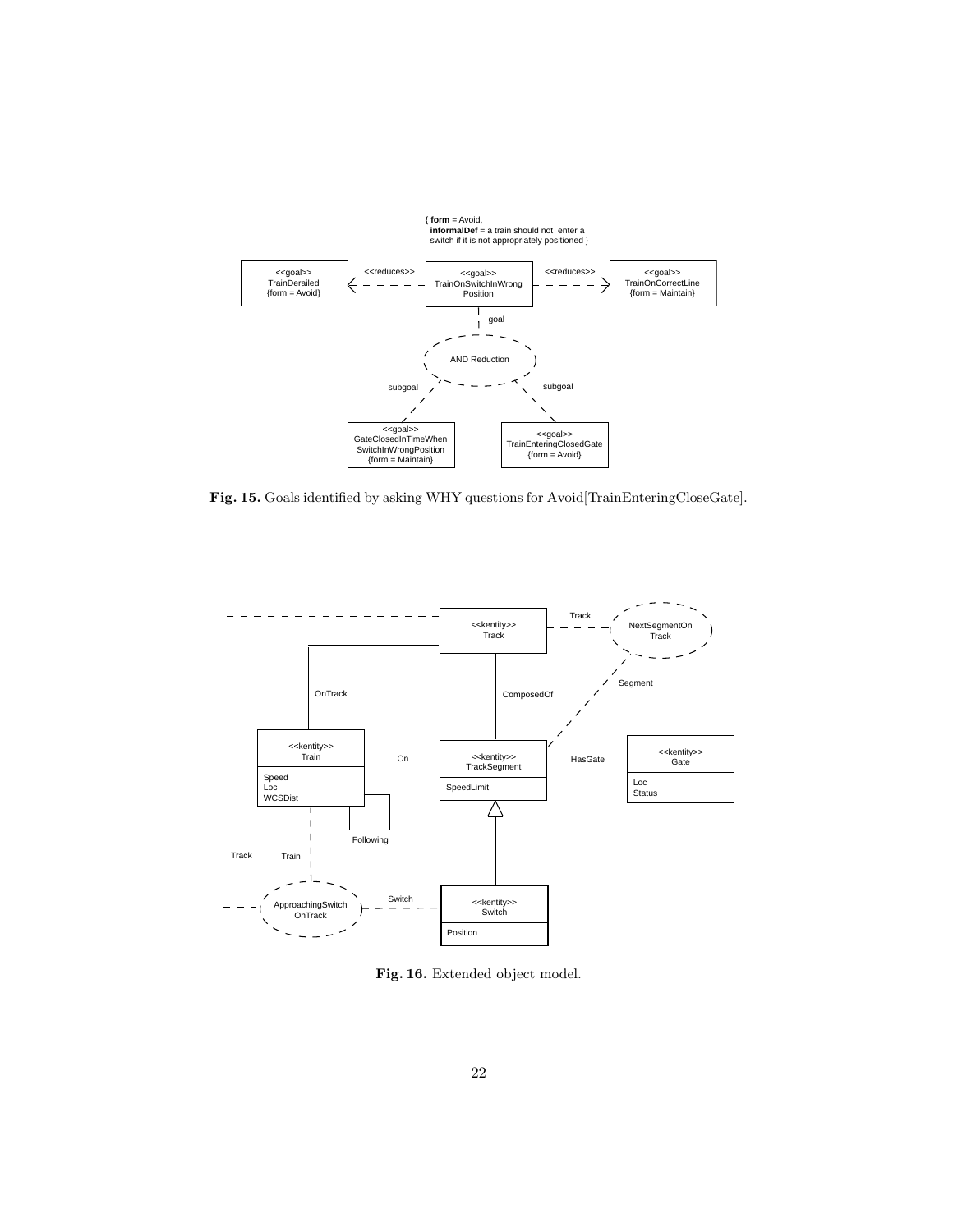Fig. 15. Goals identified by asking WHY questions for Avoid[TrainEnteringCloseGate].

Fig. 16. Extended object model.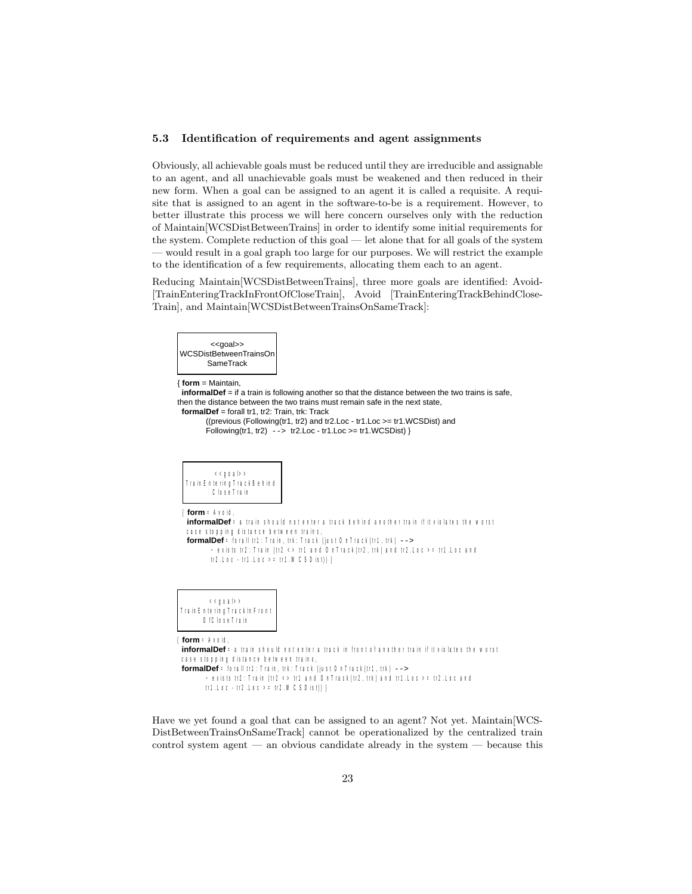### 5.3 Identification of requirements and agent assignments

Obviously, all achievable goals must be reduced until they are irreducible and assignable to an agent, and all unachievable goals must be weakened and then reduced in their new form. When a goal can be assigned to an agent it is called a requisite. A requisite that is assigned to an agent in the software-to-be is a requirement. However, to better illustrate this process we will here concern ourselves only with the reduction of Maintain[WCSDistBetweenTrains] in order to identify some initial requirements for the system. Complete reduction of this goal — let alone that for all goals of the system — would result in a goal graph too large for our purposes. We will restrict the example to the identification of a few requirements, allocating them each to an agent.

Reducing Maintain[WCSDistBetweenTrains], three more goals are identified: Avoid-[TrainEnteringTrackInFrontOfCloseTrain], Avoid [TrainEnteringTrackBehindCloseTrain], and Maintain[WCSDistBetweenTrainsOnSameTrack]:

```
<<goal>>
WCSDistBetweenTrainsOn
SameTrack

{ form = Maintain,
  informalDef = if a train is following another so that the distance between the two trains is safe,
then the distance between the two trains must remain safe in the next state,
  formalDef = forall tr1, tr2: Train, trk: Track
        ((previous (Following(tr1, tr2) and tr2.Loc - tr1.Loc >= tr1.WCSDist) and
        Following(tr1, tr2)  --> tr2.Loc - tr1.Loc >= tr1.WCSDist) }
```

```
<<goal>>
TrainEnteringTrackBehind
CloseTrain

{ form = Avoid,
  informalDef = a train should not enter a track behind another train if it violates the worst
  case stopping distance between trains,
  formalDef = forall tr1: Train, trk: Track (justOnTrack(tr1, trk) -->
        ~ exists tr2: Train (tr2 <> tr1 and OnTrack(tr2, trk) and tr2.Loc >= tr1.Loc and
        tr2.Loc - tr1.Loc >= tr1.WCSDist)) }
```

```
<<goal>>
TrainEnteringTrackInFront
OfCloseTrain

{ form = Avoid,
  informalDef = a train should not enter a track in front of another train if it violates the worst
  case stopping distance between trains,
  formalDef = forall tr1: Train, trk: Track (justOnTrack(tr1, trk) -->
        ~ exists tr2: Train (tr2 <> tr1 and OnTrack(tr2, trk) and tr1.Loc >= tr2.Loc and
        tr1.Loc - tr2.Loc >= tr2.WCSDist)) }
```

Have we yet found a goal that can be assigned to an agent? Not yet. Maintain[WCSDistBetweenTrainsOnSameTrack] cannot be operationalized by the centralized train control system agent — an obvious candidate already in the system — because this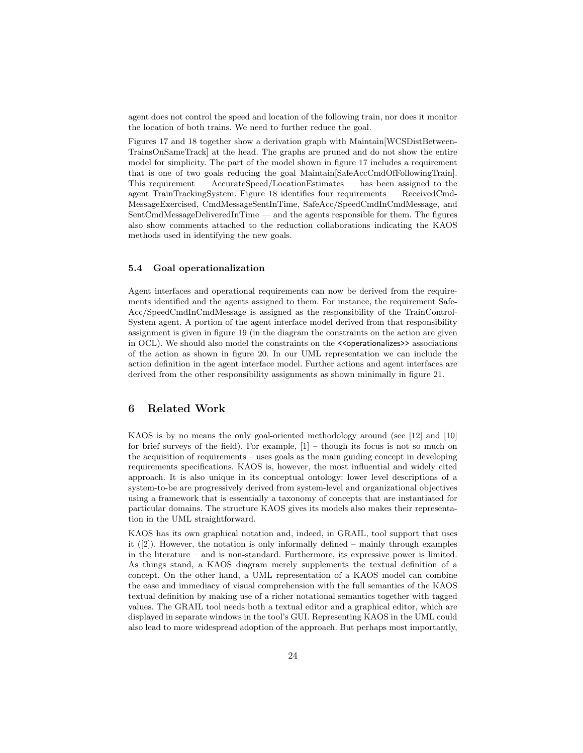agent does not control the speed and location of the following train, nor does it monitor the location of both trains. We need to further reduce the goal.

Figures 17 and 18 together show a derivation graph with Maintain[WCSDistBetweenTrainsOnSameTrack] at the head. The graphs are pruned and do not show the entire model for simplicity. The part of the model shown in figure 17 includes a requirement that is one of two goals reducing the goal Maintain[SafeAccCmdOfFollowingTrain]. This requirement — AccurateSpeed/LocationEstimates — has been assigned to the agent TrainTrackingSystem. Figure 18 identifies four requirements — ReceivedCmdMessageExercised, CmdMessageSentInTime, SafeAcc/SpeedCmdInCmdMessage, and SentCmdMessageDeliveredInTime — and the agents responsible for them. The figures also show comments attached to the reduction collaborations indicating the KAOS methods used in identifying the new goals.

### 5.4 Goal operationalization

Agent interfaces and operational requirements can now be derived from the requirements identified and the agents assigned to them. For instance, the requirement SafeAcc/SpeedCmdInCmdMessage is assigned as the responsibility of the TrainControlSystem agent. A portion of the agent interface model derived from that responsibility assignment is given in figure 19 (in the diagram the constraints on the action are given in OCL). We should also model the constraints on the <<operationalizes>> associations of the action as shown in figure 20. In our UML representation we can include the action definition in the agent interface model. Further actions and agent interfaces are derived from the other responsibility assignments as shown minimally in figure 21.

## 6 Related Work

KAOS is by no means the only goal-oriented methodology around (see [12] and [10] for brief surveys of the field). For example, [1] – though its focus is not so much on the acquisition of requirements – uses goals as the main guiding concept in developing requirements specifications. KAOS is, however, the most influential and widely cited approach. It is also unique in its conceptual ontology: lower level descriptions of a system-to-be are progressively derived from system-level and organizational objectives using a framework that is essentially a taxonomy of concepts that are instantiated for particular domains. The structure KAOS gives its models also makes their representation in the UML straightforward.

KAOS has its own graphical notation and, indeed, in GRAIL, tool support that uses it ([2]). However, the notation is only informally defined – mainly through examples in the literature – and is non-standard. Furthermore, its expressive power is limited. As things stand, a KAOS diagram merely supplements the textual definition of a concept. On the other hand, a UML representation of a KAOS model can combine the ease and immediacy of visual comprehension with the full semantics of the KAOS textual definition by making use of a richer notational semantics together with tagged values. The GRAIL tool needs both a textual editor and a graphical editor, which are displayed in separate windows in the tool's GUI. Representing KAOS in the UML could also lead to more widespread adoption of the approach. But perhaps most importantly,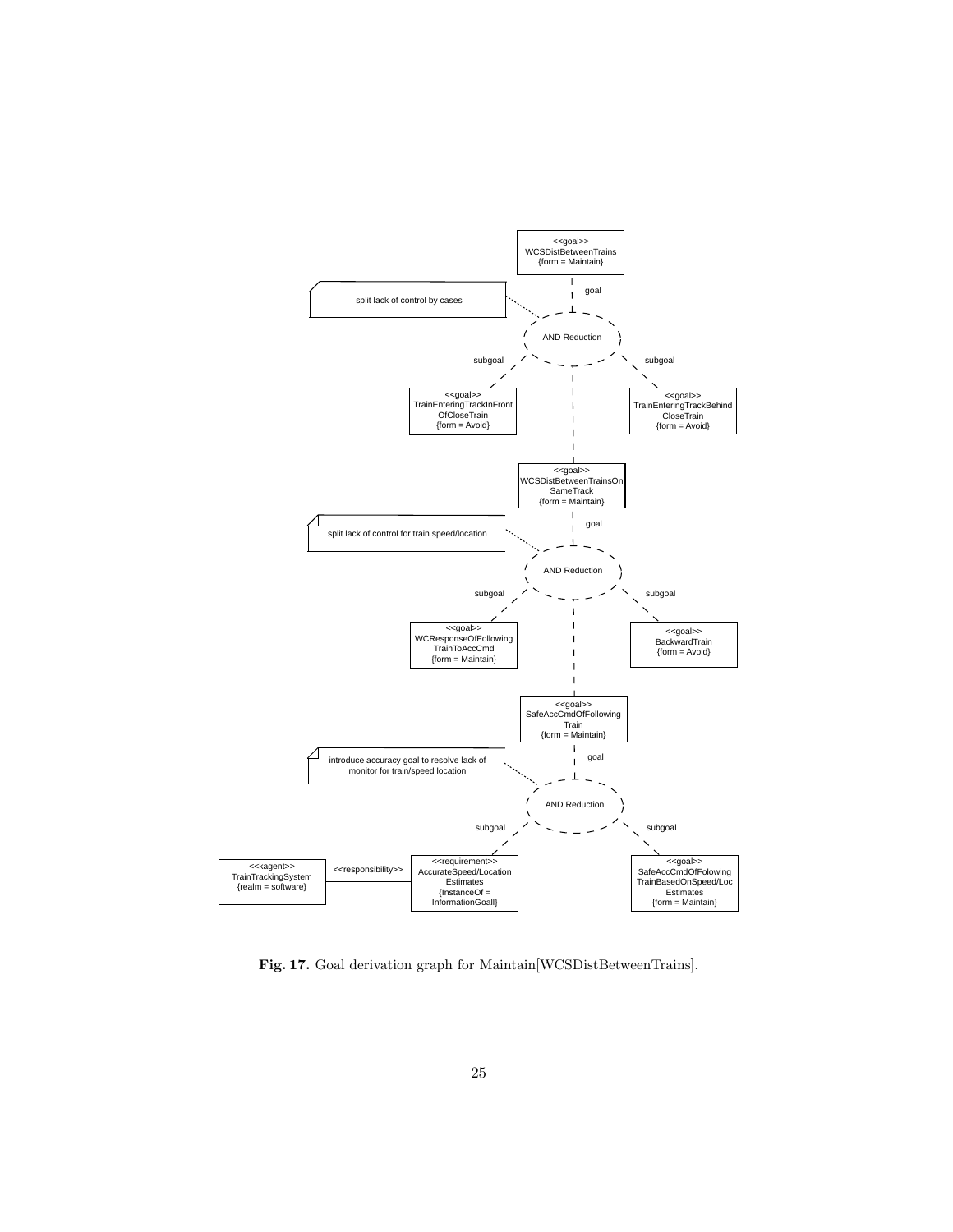Fig. 17. Goal derivation graph for Maintain[WCSDistBetweenTrains].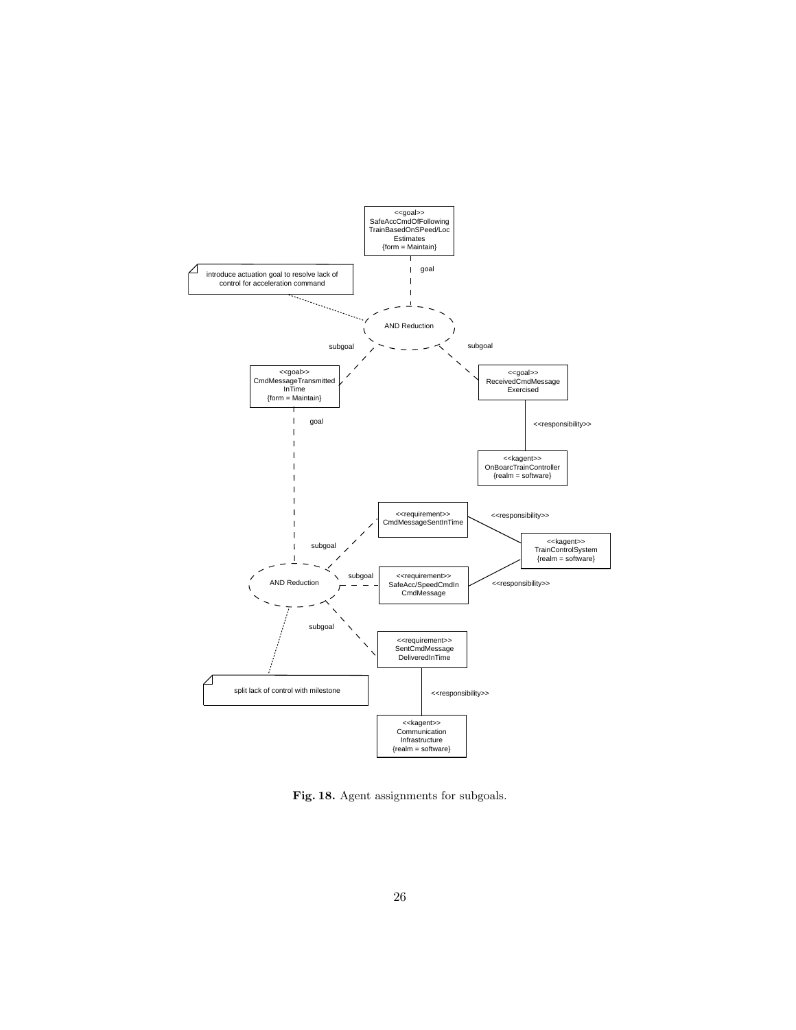Fig. 18. Agent assignments for subgoals.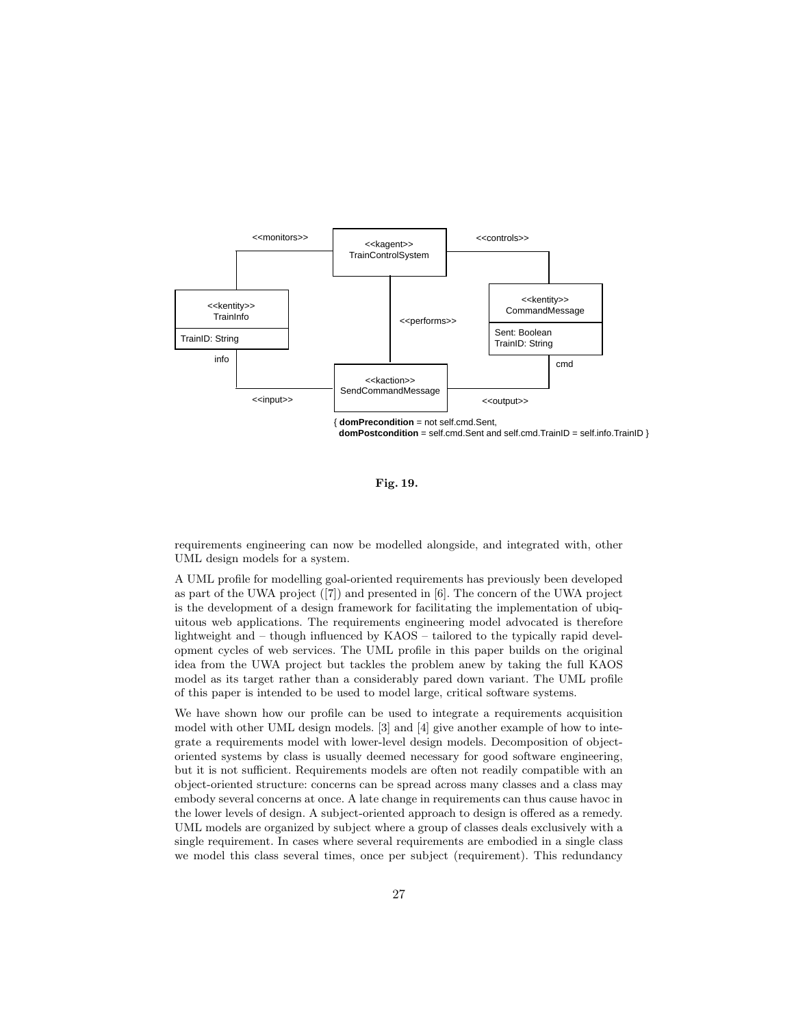Fig. 19.

requirements engineering can now be modelled alongside, and integrated with, other UML design models for a system.

A UML profile for modelling goal-oriented requirements has previously been developed as part of the UWA project ([7]) and presented in [6]. The concern of the UWA project is the development of a design framework for facilitating the implementation of ubiquitous web applications. The requirements engineering model advocated is therefore lightweight and – though influenced by KAOS – tailored to the typically rapid development cycles of web services. The UML profile in this paper builds on the original idea from the UWA project but tackles the problem anew by taking the full KAOS model as its target rather than a considerably pared down variant. The UML profile of this paper is intended to be used to model large, critical software systems.

We have shown how our profile can be used to integrate a requirements acquisition model with other UML design models. [3] and [4] give another example of how to integrate a requirements model with lower-level design models. Decomposition of object-oriented systems by class is usually deemed necessary for good software engineering, but it is not sufficient. Requirements models are often not readily compatible with an object-oriented structure: concerns can be spread across many classes and a class may embody several concerns at once. A late change in requirements can thus cause havoc in the lower levels of design. A subject-oriented approach to design is offered as a remedy. UML models are organized by subject where a group of classes deals exclusively with a single requirement. In cases where several requirements are embodied in a single class we model this class several times, once per subject (requirement). This redundancy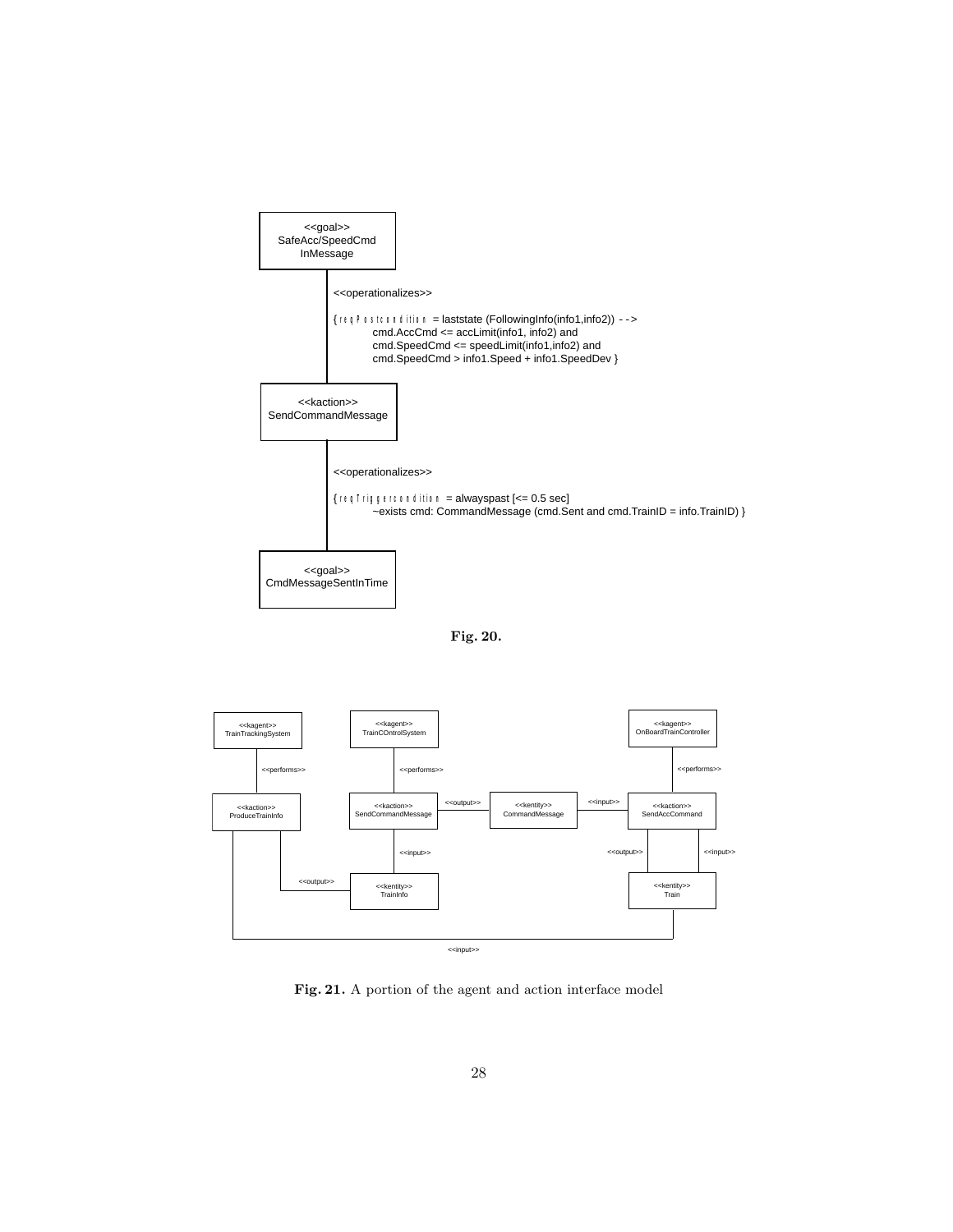<<goal>>
SafeAcc/SpeedCmd
InMessage

<<operationalizes>>

{reqPostcondition = laststate (FollowingInfo(info1,info2)) -->
cmd.AccCmd <= accLimit(info1, info2) and
cmd.SpeedCmd <= speedLimit(info1,info2) and
cmd.SpeedCmd > info1.Speed + info1.SpeedDev }

<<kaction>>
SendCommandMessage

<<operationalizes>>

{reqTriggercondition = alwayspast [<= 0.5 sec]
~exists cmd: CommandMessage (cmd.Sent and cmd.TrainID = info.TrainID) }

<<goal>>
CmdMessageSentInTime

**Fig. 20.**

<<kagent>> TrainTrackingSystem

<<kagent>> TrainCOntrolSystem

<<kagent>> OnBoardTrainController

<<performs>>

<<kaction>> ProduceTrainInfo

<<kaction>> SendCommandMessage

<<output>>

<<kentity>> CommandMessage

<<input>>

<<kaction>> SendAccCommand

<<kentity>> TrainInfo

<<kentity>> Train

<<input>>

**Fig. 21.** A portion of the agent and action interface model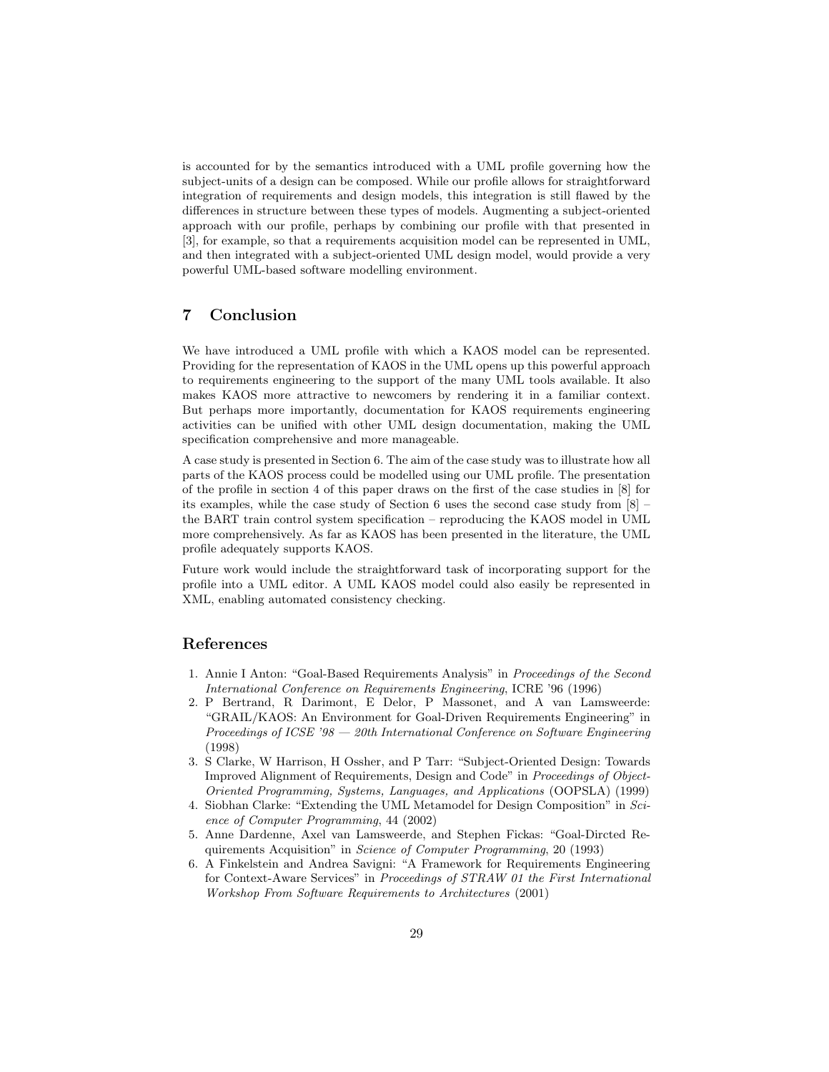is accounted for by the semantics introduced with a UML profile governing how the subject-units of a design can be composed. While our profile allows for straightforward integration of requirements and design models, this integration is still flawed by the differences in structure between these types of models. Augmenting a subject-oriented approach with our profile, perhaps by combining our profile with that presented in [3], for example, so that a requirements acquisition model can be represented in UML, and then integrated with a subject-oriented UML design model, would provide a very powerful UML-based software modelling environment.

## 7 Conclusion

We have introduced a UML profile with which a KAOS model can be represented. Providing for the representation of KAOS in the UML opens up this powerful approach to requirements engineering to the support of the many UML tools available. It also makes KAOS more attractive to newcomers by rendering it in a familiar context. But perhaps more importantly, documentation for KAOS requirements engineering activities can be unified with other UML design documentation, making the UML specification comprehensive and more manageable.

A case study is presented in Section 6. The aim of the case study was to illustrate how all parts of the KAOS process could be modelled using our UML profile. The presentation of the profile in section 4 of this paper draws on the first of the case studies in [8] for its examples, while the case study of Section 6 uses the second case study from [8] – the BART train control system specification – reproducing the KAOS model in UML more comprehensively. As far as KAOS has been presented in the literature, the UML profile adequately supports KAOS.

Future work would include the straightforward task of incorporating support for the profile into a UML editor. A UML KAOS model could also easily be represented in XML, enabling automated consistency checking.

## References

1. Annie I Anton: "Goal-Based Requirements Analysis" in *Proceedings of the Second International Conference on Requirements Engineering*, ICRE '96 (1996)
2. P Bertrand, R Darimont, E Delor, P Massonet, and A van Lamsweerde: "GRAIL/KAOS: An Environment for Goal-Driven Requirements Engineering" in *Proceedings of ICSE '98 — 20th International Conference on Software Engineering* (1998)
3. S Clarke, W Harrison, H Ossher, and P Tarr: "Subject-Oriented Design: Towards Improved Alignment of Requirements, Design and Code" in *Proceedings of Object-Oriented Programming, Systems, Languages, and Applications* (OOPSLA) (1999)
4. Siobhan Clarke: "Extending the UML Metamodel for Design Composition" in *Science of Computer Programming*, 44 (2002)
5. Anne Dardenne, Axel van Lamsweerde, and Stephen Fickas: "Goal-Dircted Requirements Acquisition" in *Science of Computer Programming*, 20 (1993)
6. A Finkelstein and Andrea Savigni: "A Framework for Requirements Engineering for Context-Aware Services" in *Proceedings of STRAW 01 the First International Workshop From Software Requirements to Architectures* (2001)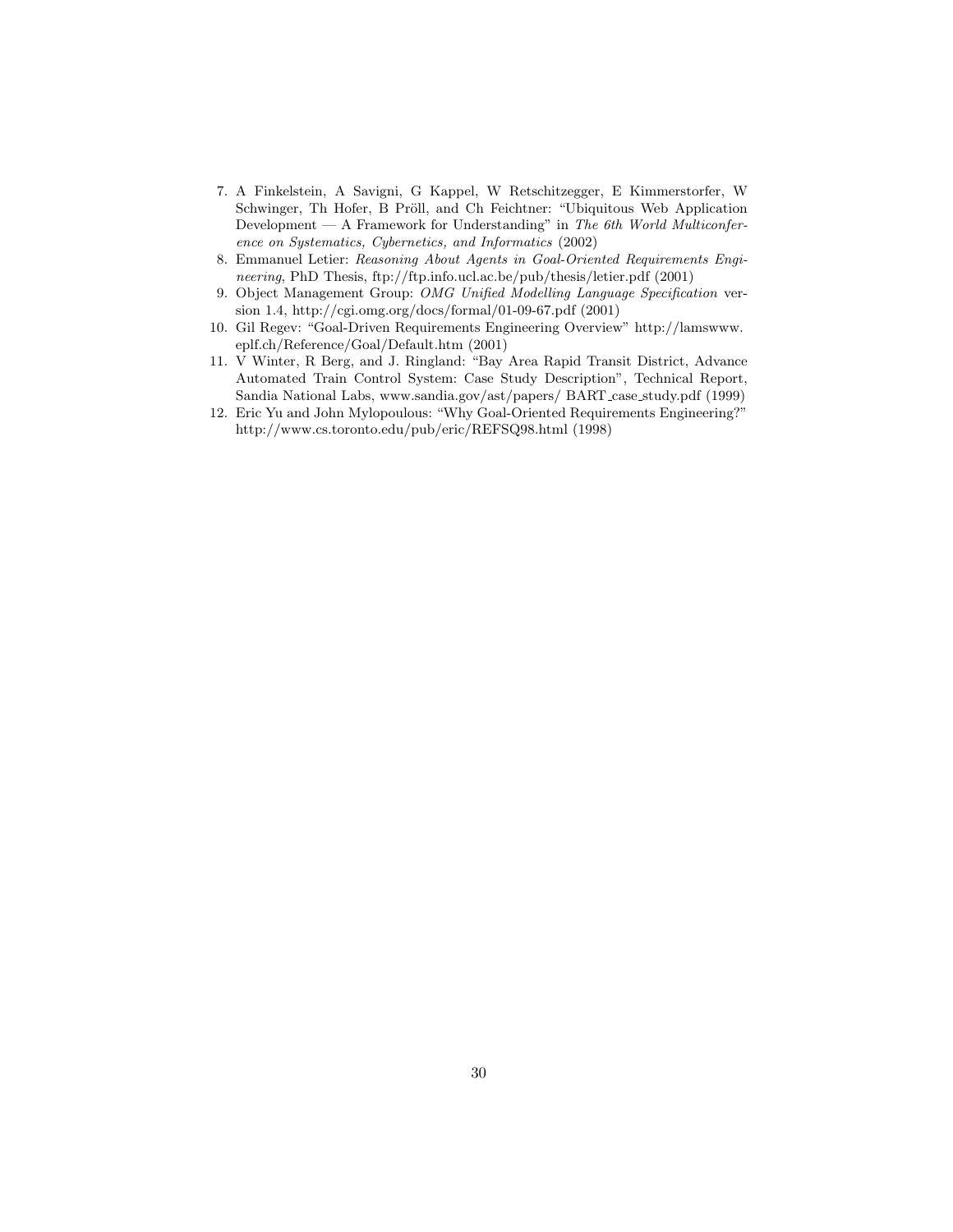7. A Finkelstein, A Savigni, G Kappel, W Retschitzegger, E Kimmerstorfer, W Schwinger, Th Hofer, B Pröll, and Ch Feichtner: "Ubiquitous Web Application Development — A Framework for Understanding" in *The 6th World Multiconference on Systematics, Cybernetics, and Informatics* (2002)
8. Emmanuel Letier: *Reasoning About Agents in Goal-Oriented Requirements Engineering*, PhD Thesis, ftp://ftp.info.ucl.ac.be/pub/thesis/letier.pdf (2001)
9. Object Management Group: *OMG Unified Modelling Language Specification* version 1.4, http://cgi.omg.org/docs/formal/01-09-67.pdf (2001)
10. Gil Regev: "Goal-Driven Requirements Engineering Overview" http://lamswww.epfl.ch/Reference/Goal/Default.htm (2001)
11. V Winter, R Berg, and J. Ringland: "Bay Area Rapid Transit District, Advance Automated Train Control System: Case Study Description", Technical Report, Sandia National Labs, www.sandia.gov/ast/papers/ BART_case_study.pdf (1999)
12. Eric Yu and John Mylopoulous: "Why Goal-Oriented Requirements Engineering?" http://www.cs.toronto.edu/pub/eric/REFSQ98.html (1998)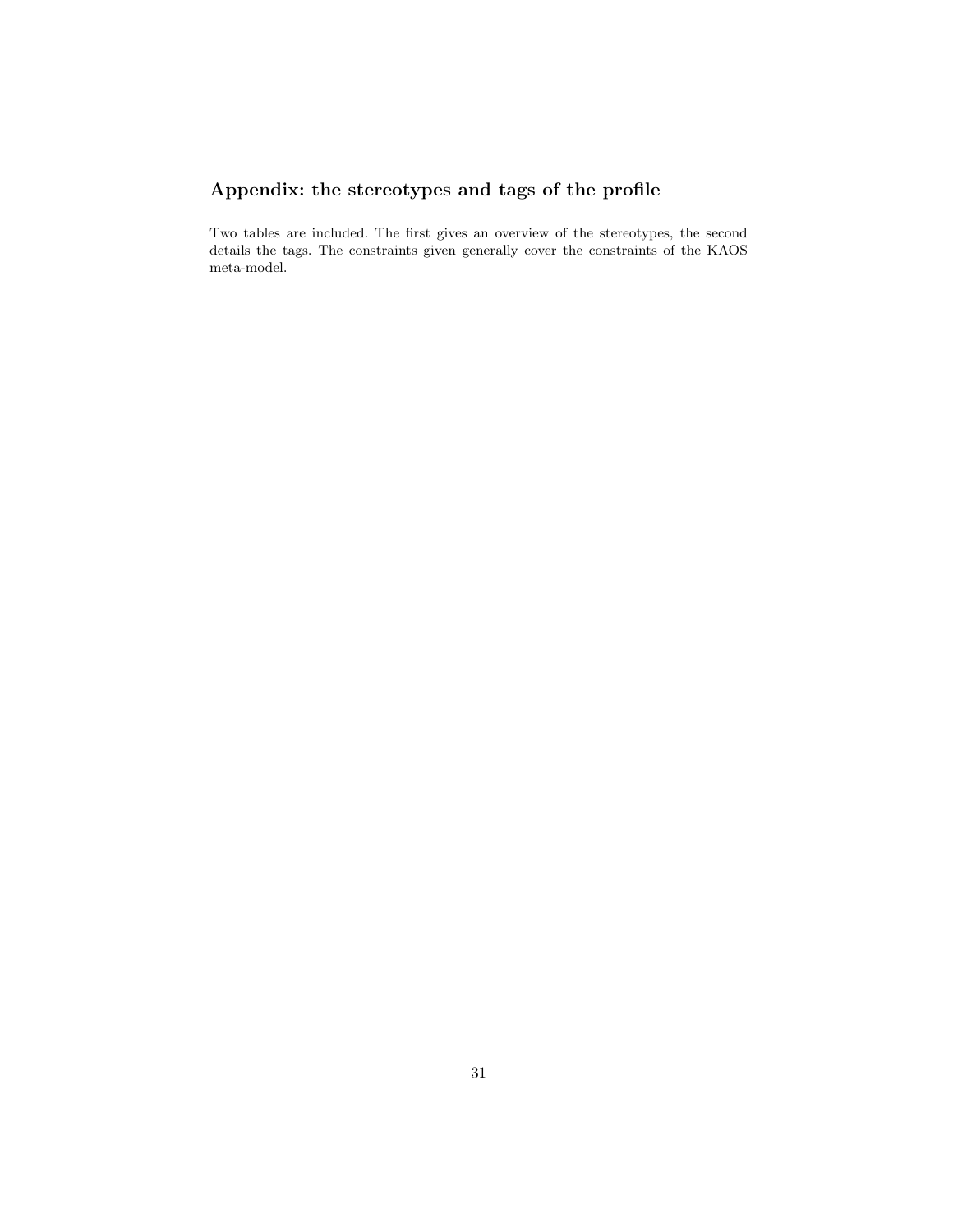## Appendix: the stereotypes and tags of the profile

Two tables are included. The first gives an overview of the stereotypes, the second details the tags. The constraints given generally cover the constraints of the KAOS meta-model.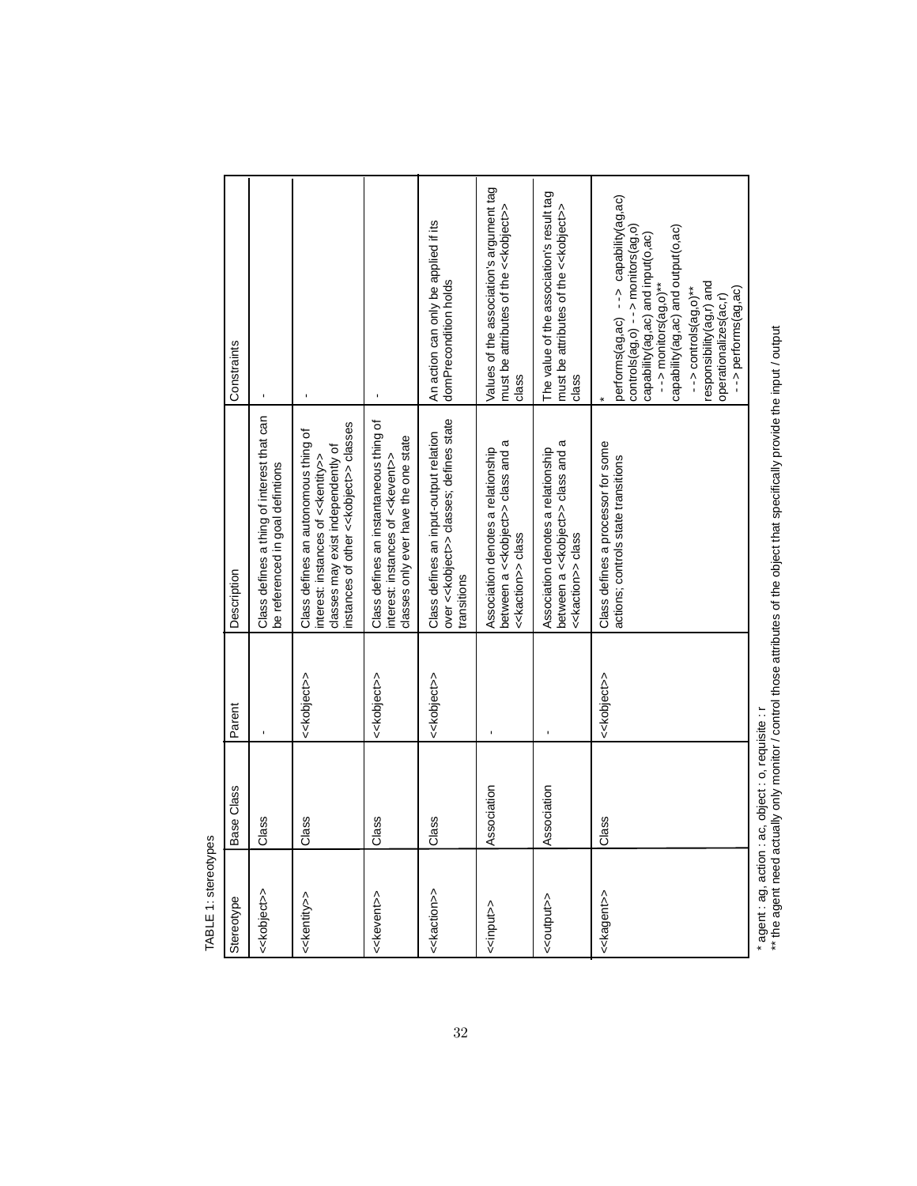TABLE 1: stereotypes

| Stereotype | Base Class | Parent | Description | Constraints |
|---|---|---|---|---|
| <<kobject>> | Class | - | Class defines a thing of interest that can be referenced in goal defintions | - |
| <<kentity>> | Class | <<kobject>> | Class defines an autonomous thing of interest: instances of <<kentity>> classes may exist independently of instances of other <<kobject>> classes | - |
| <<kevent>> | Class | <<kobject>> | Class defines an instantaneous thing of interest: instances of <<kevent>> classes only ever have the one state | - |
| <<kaction>> | Class | <<kobject>> | Class defines an input-output relation over <<kobject>> classes; defines state transitions | An action can only be applied if its domPrecondition holds |
| <<input>> | Association | - | Association denotes a relationship between a <<kobject>> class and a <<kaction>> class | Values of the association's argument tag must be attributes of the <<kobject>> class |
| <<output>> | Association | - | Association denotes a relationship between a <<kobject>> class and a <<kaction>> class | The value of the association's result tag must be attributes of the <<kobject>> class |
| <<kagent>> | Class | <<kobject>> | Class defines a processor for some actions; controls state transitions | * performs(ag,ac) --> capability(ag,ac) controls(ag,o) --> monitors(ag,o) capability(ag,ac) and input(o,ac) --> monitors(ag,o)** capability(ag,ac) and output(o,ac) --> controls(ag,o)** responsibility(ag,r) and operationalizes(ac,r) --> performs(ag,ac) |

* agent : ag, action : ac, object : o, requisite : r
** the agent need actually only monitor / control those attributes of the object that specifically provide the input / output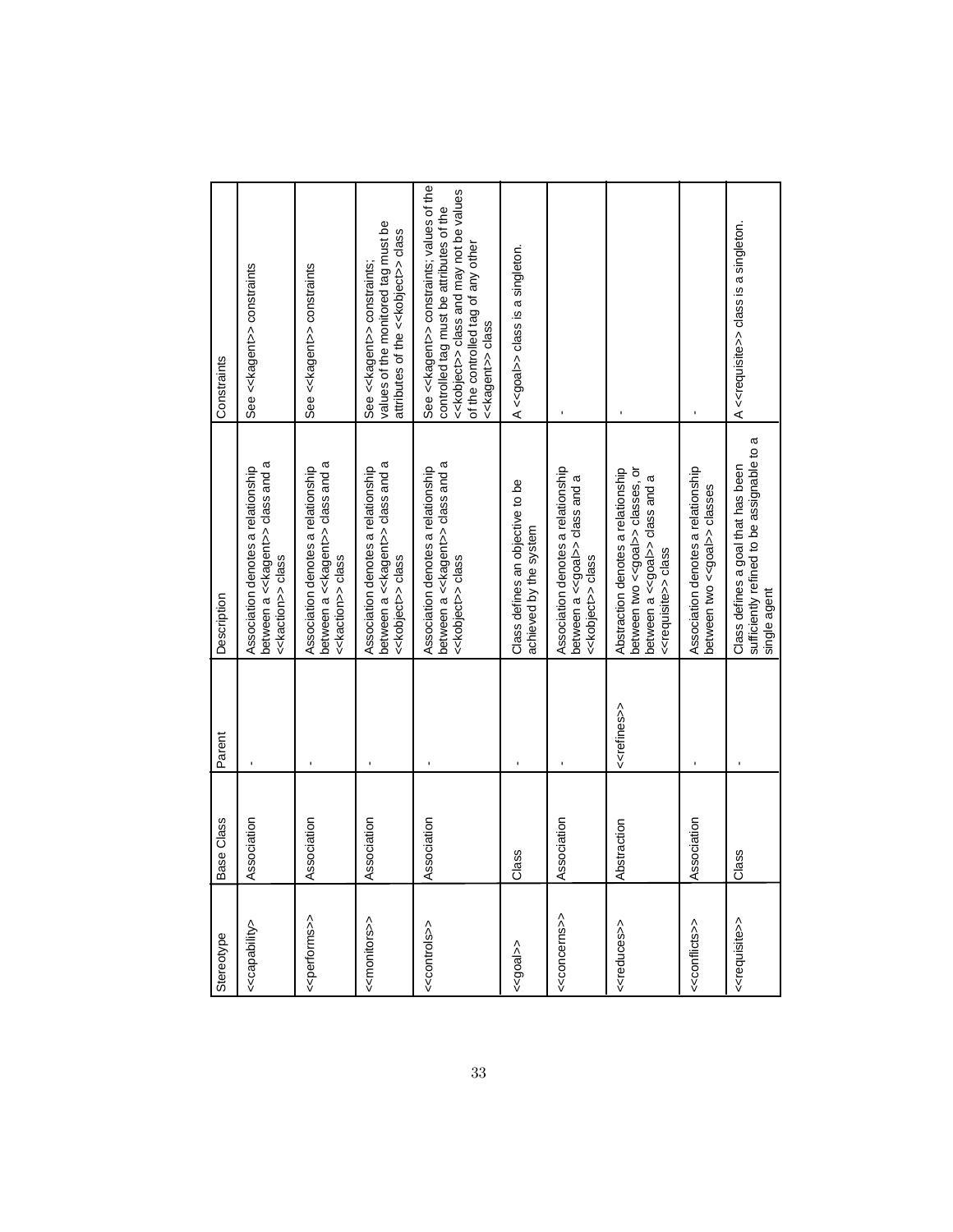| Stereotype | Base Class | Parent | Description | Constraints |
| --- | --- | --- | --- | --- |
| <<capability> | Association | - | Association denotes a relationship between a <<kagent>> class and a <<kaction>> class | See <<kagent>> constraints |
| <<performs>> | Association | - | Association denotes a relationship between a <<kagent>> class and a <<kaction>> class | See <<kagent>> constraints |
| <<monitors>> | Association | - | Association denotes a relationship between a <<kagent>> class and a <<kobject>> class | See <<kagent>> constraints; values of the monitored tag must be attributes of the <<kobject>> class |
| <<controls>> | Association | - | Association denotes a relationship between a <<kagent>> class and a <<kobject>> class | See <<kagent>> constraints; values of the controlled tag must be attributes of the <<kobject>> class and may not be values of the controlled tag of any other <<kagent>> class |
| <<goal>> | Class | - | Class defines an objective to be achieved by the system | A <<goal>> class is a singleton. |
| <<concerns>> | Association | - | Association denotes a relationship between a <<goal>> class and a <<kobject>> class | - |
| <<reduces>> | Abstraction | <<refines>> | Abstraction denotes a relationship between two <<goal>> classes, or between a <<goal>> class and a <<requisite>> class | - |
| <<conflicts>> | Association | - | Association denotes a relationship between two <<goal>> classes | - |
| <<requisite>> | Class | - | Class defines a goal that has been sufficiently refined to be assignable to a single agent | A <<requisite>> class is a singleton. |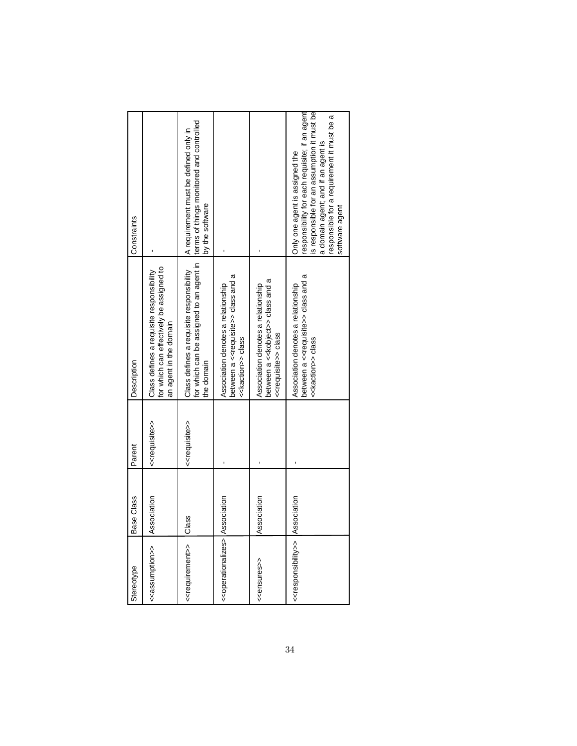| Stereotype | Base Class | Parent | Description | Constraints |
|---|---|---|---|---|
| <<assumption>> | Association | <<requisite>> | Class defines a requisite responsibility for which can effectively be assigned to an agent in the domain | - |
| <<requirement>> | Class | <<requisite>> | Class defines a requisite responsibility for which can be assigned to an agent in the domain | A requirement must be defined only in terms of things monitored and controlled by the software |
| <<operationalizes>> | Association | - | Association denotes a relationship between a <<requisite>> class and a <<kaction>> class | - |
| <<ensures>> | Association | - | Association denotes a relationship between a <<kobject>> class and a <<requisite>> class | - |
| <<responsibility>> | Association | - | Association denotes a relationship between a <<requisite>> class and a <<kaction>> class | Only one agent is assigned the responsibility for each requisite; if an agent is responsible for an assumption it must be a domain agent; and if an agent is responsible for a requirement it must be a software agent |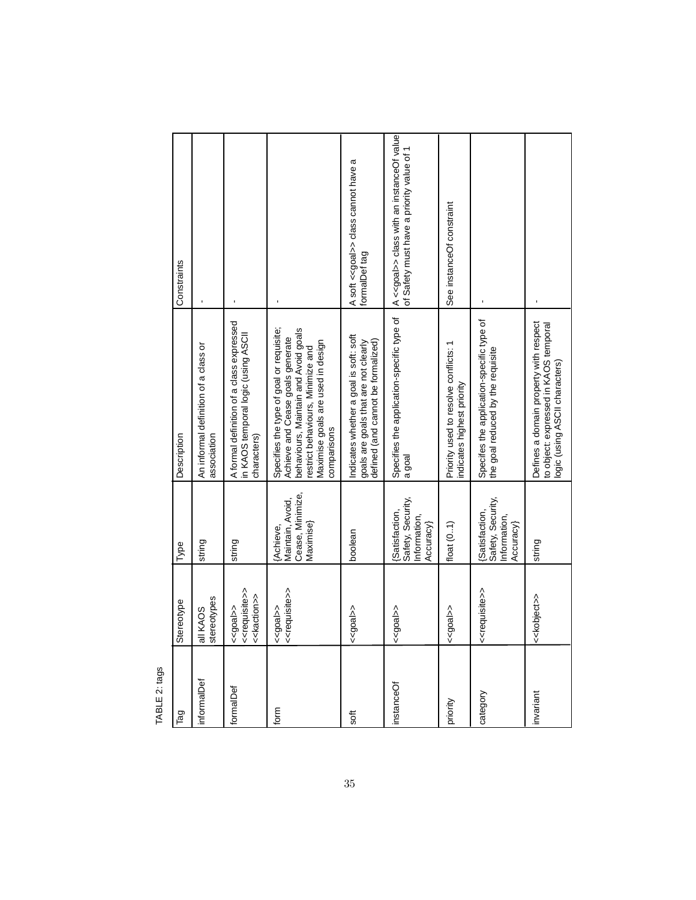TABLE 2: tags

| Tag | Stereotype | Type | Description | Constraints |
|---|---|---|---|---|
| informalDef | all KAOS stereotypes | string | An informal definition of a class or association | - |
| formalDef | <<goal>> <<requisite>> <<kaction>> | string | A formal definition of a class expressed in KAOS temporal logic (using ASCII characters) | - |
| form | <<goal>> <<requisite>> | {Achieve, Maintain, Avoid, Cease, Minimize, Maximise} | Specifies the type of goal or requisite; Achieve and Cease goals generate behaviours, Maintain and Avoid goals restrict behaviours, Minimize and Maximise goals are used in design comparisons | - |
| soft | <<goal>> | boolean | Indicates whether a goal is soft: soft goals are goals that are not clearly defined (and cannot be formalized) | A soft <<goal>> class cannot have a formalDef tag |
| instanceOf | <<goal>> | {Satisfaction, Safety, Security, Information, Accuracy} | Specifies the application-specific type of a goal | A <<goal>> class with an instanceOf value of Safety must have a priority value of 1 |
| priority | <<goal>> | float (0..1) | Priority used to resolve conflicts: 1 indicates highest priority | See instanceOf constraint |
| category | <<requisite>> | {Satisfaction, Safety, Security, Information, Accuracy} | Specifes the application-specific type of the goal reduced by the requisite | - |
| invariant | <<kobject>> | string | Defines a domain property with respect to object: expressed in KAOS temporal logic (using ASCII characters) | - |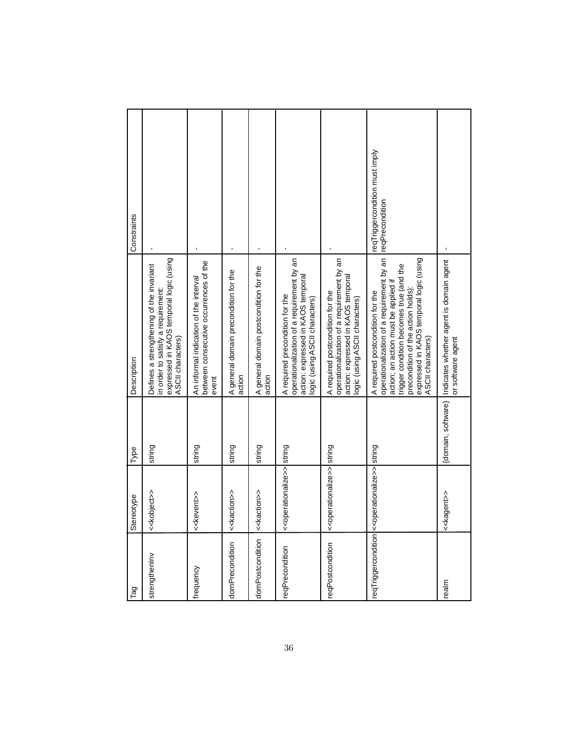| Tag | Stereotype | Type | Description | Constraints |
|---|---|---|---|---|
| strengthenInv | <<kobject>> | string | Defines a strengthening of the invariant in order to satisfy a requirement: expressed in KAOS temporal logic (using ASCII characters) | - |
| frequency | <<kevent>> | string | An informal indication of the interval between consecutive occurrences of the event | - |
| domPrecondition | <<kaction>> | string | A general domain precondition for the action | - |
| domPostcondition | <<kaction>> | string | A general domain postcondition for the action | - |
| reqPrecondition | <<operationalize>> | string | A required precondition for the operationalization of a requirement by an action: expressed in KAOS temporal logic (using ASCII characters) | - |
| reqPostcondition | <<operationalize>> | string | A required postcondition for the operationalization of a requirement by an action: expressed in KAOS temporal logic (using ASCII characters) | - |
| reqTriggercondition | <<operationalize>> | string | A required postcondition for the operationalization of a requirement by an action; an action must be applied if trigger condition becomes true (and the precondition of the action holds): expressed in KAOS temporal logic (using ASCII characters) | reqTriggercondition must imply reqPrecondition |
| realm | <<kagent>> | {domain, software} | Indicates whether agent is domain agent or software agent | - |